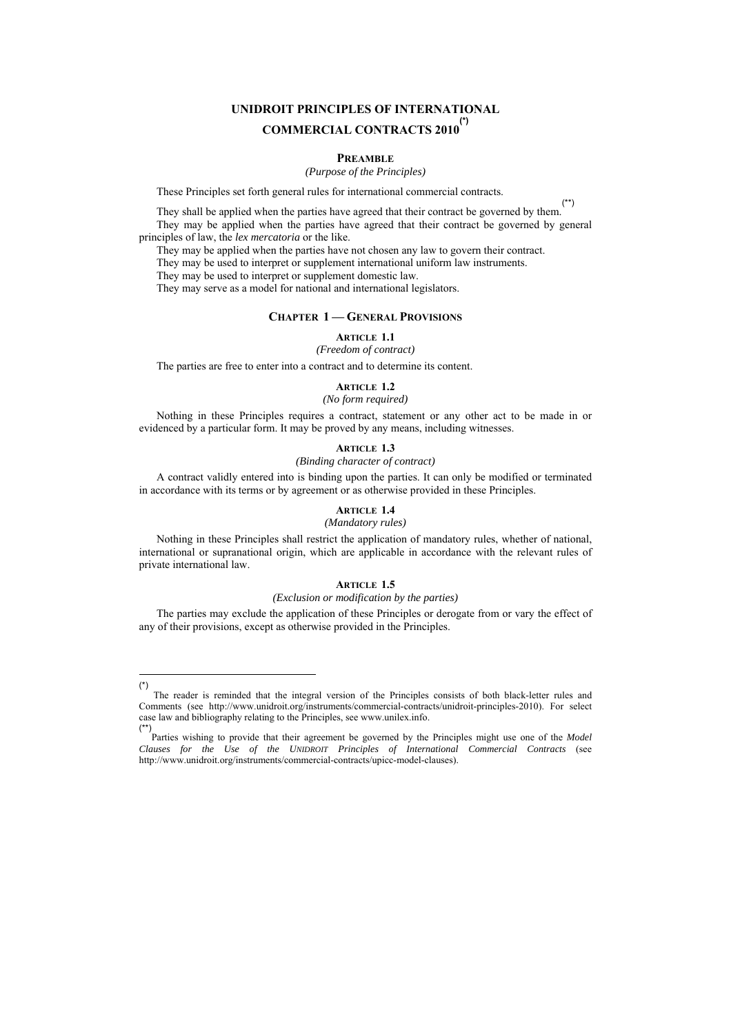# UNIDROIT PRINCIPLES OF INTERNATIONAL COMMERCIAL CONTRACTS 2010[(*)]

## PREAMBLE

*(Purpose of the Principles)*

These Principles set forth general rules for international commercial contracts.

They shall be applied when the parties have agreed that their contract be governed by them.[(**)]

They may be applied when the parties have agreed that their contract be governed by general principles of law, the *lex mercatoria* or the like.

They may be applied when the parties have not chosen any law to govern their contract.

They may be used to interpret or supplement international uniform law instruments.

They may be used to interpret or supplement domestic law.

They may serve as a model for national and international legislators.

## CHAPTER 1 — GENERAL PROVISIONS

### ARTICLE 1.1

*(Freedom of contract)*

The parties are free to enter into a contract and to determine its content.

### ARTICLE 1.2

*(No form required)*

Nothing in these Principles requires a contract, statement or any other act to be made in or evidenced by a particular form. It may be proved by any means, including witnesses.

### ARTICLE 1.3

*(Binding character of contract)*

A contract validly entered into is binding upon the parties. It can only be modified or terminated in accordance with its terms or by agreement or as otherwise provided in these Principles.

### ARTICLE 1.4

*(Mandatory rules)*

Nothing in these Principles shall restrict the application of mandatory rules, whether of national, international or supranational origin, which are applicable in accordance with the relevant rules of private international law.

### ARTICLE 1.5

*(Exclusion or modification by the parties)*

The parties may exclude the application of these Principles or derogate from or vary the effect of any of their provisions, except as otherwise provided in the Principles.

---

(*) The reader is reminded that the integral version of the Principles consists of both black-letter rules and Comments (see http://www.unidroit.org/instruments/commercial-contracts/unidroit-principles-2010). For select case law and bibliography relating to the Principles, see www.unilex.info.

(**) Parties wishing to provide that their agreement be governed by the Principles might use one of the *Model Clauses for the Use of the UNIDROIT Principles of International Commercial Contracts* (see http://www.unidroit.org/instruments/commercial-contracts/upicc-model-clauses).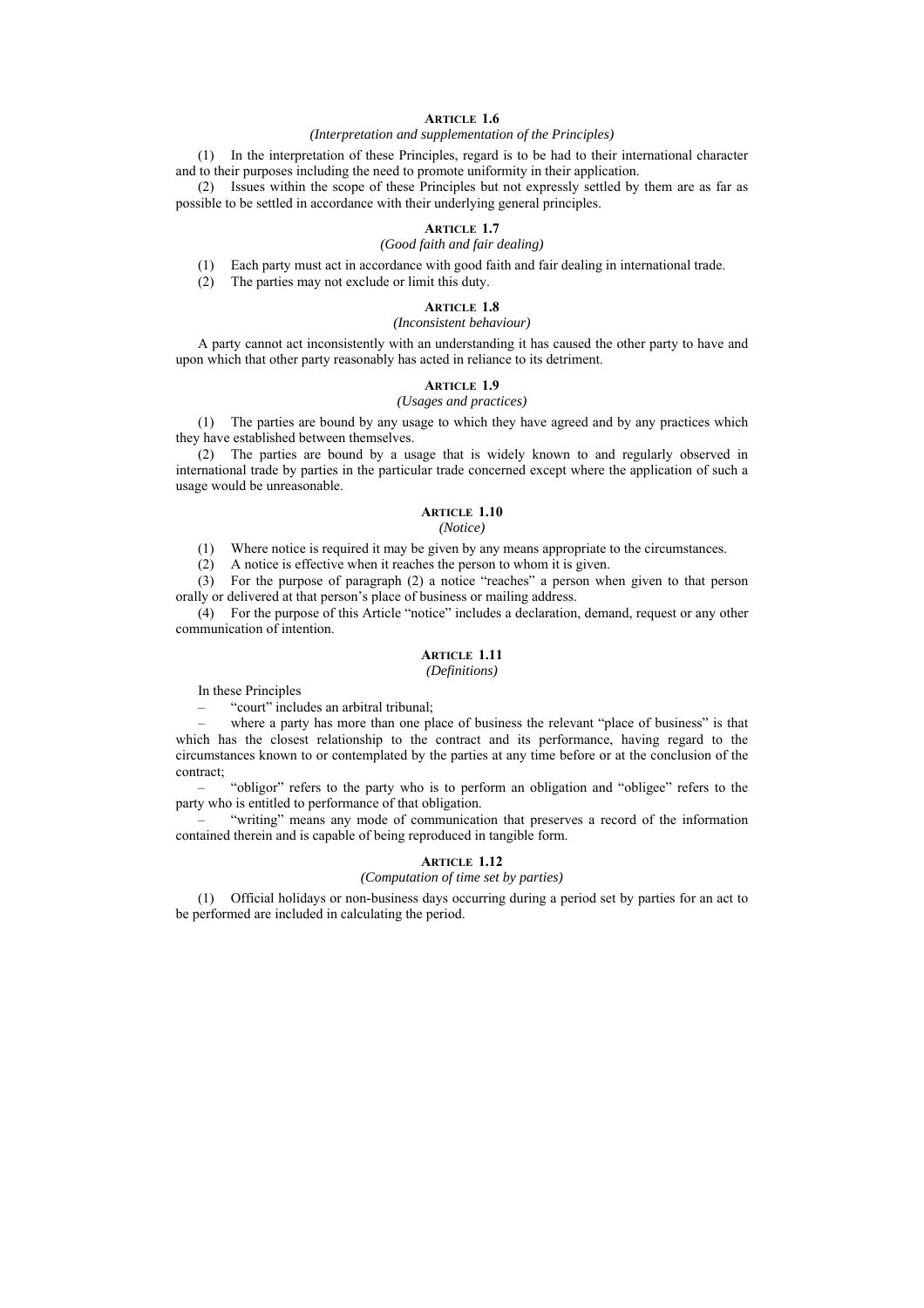#### ARTICLE 1.6

*(Interpretation and supplementation of the Principles)*

(1) In the interpretation of these Principles, regard is to be had to their international character and to their purposes including the need to promote uniformity in their application.

(2) Issues within the scope of these Principles but not expressly settled by them are as far as possible to be settled in accordance with their underlying general principles.

#### ARTICLE 1.7

*(Good faith and fair dealing)*

(1) Each party must act in accordance with good faith and fair dealing in international trade.

(2) The parties may not exclude or limit this duty.

#### ARTICLE 1.8

*(Inconsistent behaviour)*

A party cannot act inconsistently with an understanding it has caused the other party to have and upon which that other party reasonably has acted in reliance to its detriment.

#### ARTICLE 1.9

*(Usages and practices)*

(1) The parties are bound by any usage to which they have agreed and by any practices which they have established between themselves.

(2) The parties are bound by a usage that is widely known to and regularly observed in international trade by parties in the particular trade concerned except where the application of such a usage would be unreasonable.

#### ARTICLE 1.10

*(Notice)*

(1) Where notice is required it may be given by any means appropriate to the circumstances.

(2) A notice is effective when it reaches the person to whom it is given.

(3) For the purpose of paragraph (2) a notice "reaches" a person when given to that person orally or delivered at that person's place of business or mailing address.

(4) For the purpose of this Article "notice" includes a declaration, demand, request or any other communication of intention.

#### ARTICLE 1.11

*(Definitions)*

In these Principles

– "court" includes an arbitral tribunal;

– where a party has more than one place of business the relevant "place of business" is that which has the closest relationship to the contract and its performance, having regard to the circumstances known to or contemplated by the parties at any time before or at the conclusion of the contract;

– "obligor" refers to the party who is to perform an obligation and "obligee" refers to the party who is entitled to performance of that obligation.

– "writing" means any mode of communication that preserves a record of the information contained therein and is capable of being reproduced in tangible form.

#### ARTICLE 1.12

*(Computation of time set by parties)*

(1) Official holidays or non-business days occurring during a period set by parties for an act to be performed are included in calculating the period.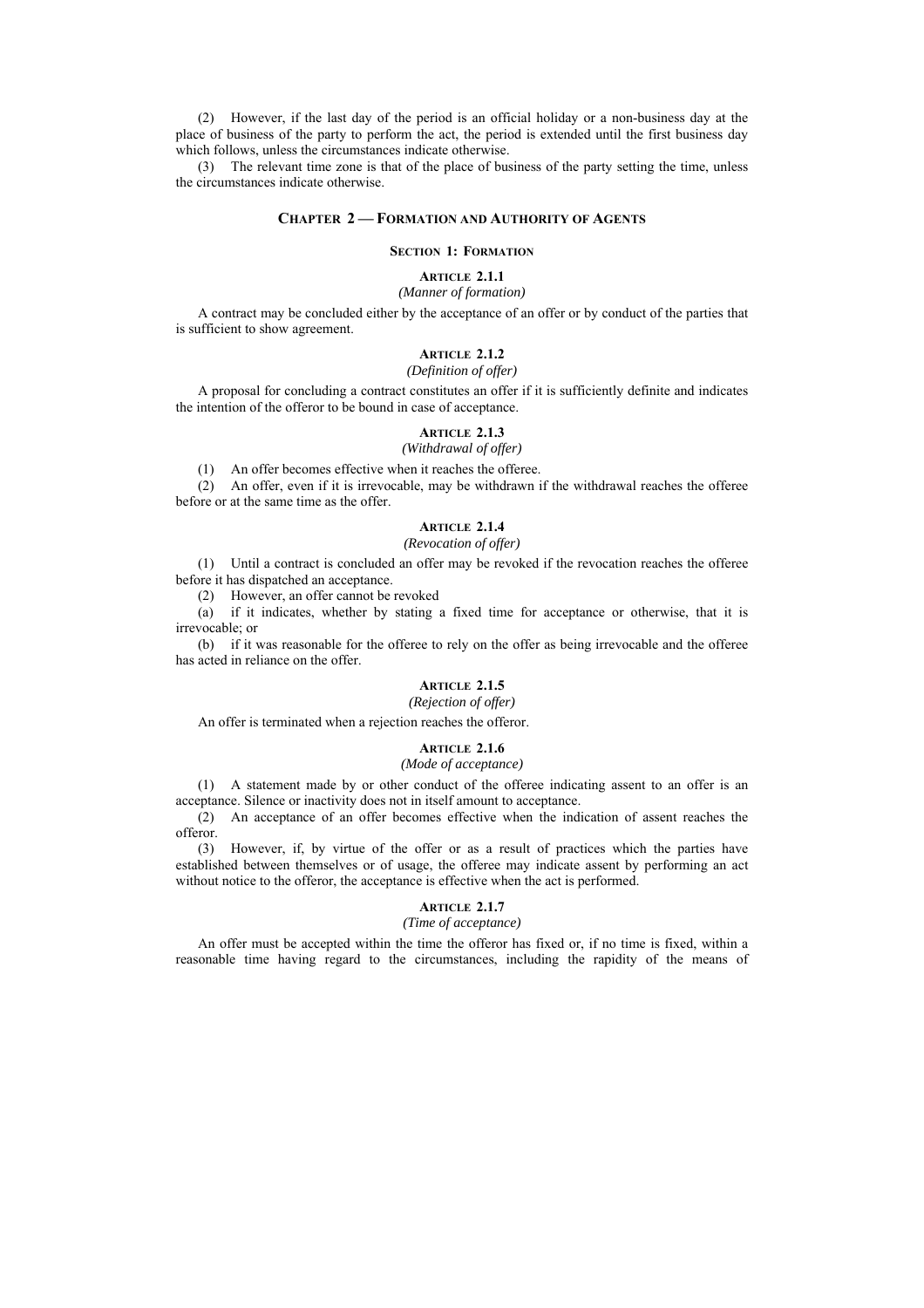(2) However, if the last day of the period is an official holiday or a non-business day at the place of business of the party to perform the act, the period is extended until the first business day which follows, unless the circumstances indicate otherwise.

(3) The relevant time zone is that of the place of business of the party setting the time, unless the circumstances indicate otherwise.

## CHAPTER 2 — FORMATION AND AUTHORITY OF AGENTS

### SECTION 1: FORMATION

#### ARTICLE 2.1.1

*(Manner of formation)*

A contract may be concluded either by the acceptance of an offer or by conduct of the parties that is sufficient to show agreement.

#### ARTICLE 2.1.2

*(Definition of offer)*

A proposal for concluding a contract constitutes an offer if it is sufficiently definite and indicates the intention of the offeror to be bound in case of acceptance.

#### ARTICLE 2.1.3

*(Withdrawal of offer)*

(1) An offer becomes effective when it reaches the offeree.

(2) An offer, even if it is irrevocable, may be withdrawn if the withdrawal reaches the offeree before or at the same time as the offer.

#### ARTICLE 2.1.4

*(Revocation of offer)*

(1) Until a contract is concluded an offer may be revoked if the revocation reaches the offeree before it has dispatched an acceptance.

(2) However, an offer cannot be revoked

(a) if it indicates, whether by stating a fixed time for acceptance or otherwise, that it is irrevocable; or

(b) if it was reasonable for the offeree to rely on the offer as being irrevocable and the offeree has acted in reliance on the offer.

#### ARTICLE 2.1.5

*(Rejection of offer)*

An offer is terminated when a rejection reaches the offeror.

#### ARTICLE 2.1.6

*(Mode of acceptance)*

(1) A statement made by or other conduct of the offeree indicating assent to an offer is an acceptance. Silence or inactivity does not in itself amount to acceptance.

(2) An acceptance of an offer becomes effective when the indication of assent reaches the offeror.

(3) However, if, by virtue of the offer or as a result of practices which the parties have established between themselves or of usage, the offeree may indicate assent by performing an act without notice to the offeror, the acceptance is effective when the act is performed.

#### ARTICLE 2.1.7

*(Time of acceptance)*

An offer must be accepted within the time the offeror has fixed or, if no time is fixed, within a reasonable time having regard to the circumstances, including the rapidity of the means of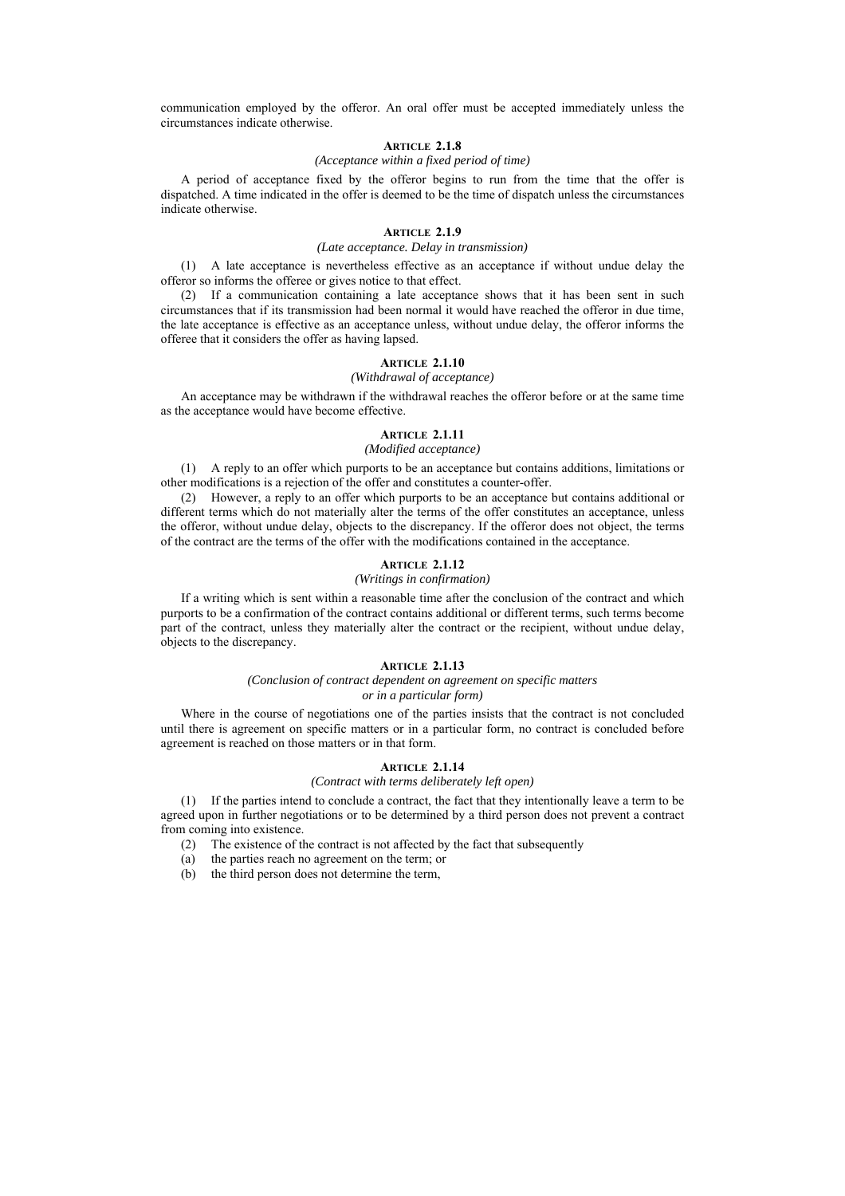communication employed by the offeror. An oral offer must be accepted immediately unless the circumstances indicate otherwise.

### ARTICLE 2.1.8

*(Acceptance within a fixed period of time)*

A period of acceptance fixed by the offeror begins to run from the time that the offer is dispatched. A time indicated in the offer is deemed to be the time of dispatch unless the circumstances indicate otherwise.

### ARTICLE 2.1.9

*(Late acceptance. Delay in transmission)*

(1) A late acceptance is nevertheless effective as an acceptance if without undue delay the offeror so informs the offeree or gives notice to that effect.

(2) If a communication containing a late acceptance shows that it has been sent in such circumstances that if its transmission had been normal it would have reached the offeror in due time, the late acceptance is effective as an acceptance unless, without undue delay, the offeror informs the offeree that it considers the offer as having lapsed.

### ARTICLE 2.1.10

*(Withdrawal of acceptance)*

An acceptance may be withdrawn if the withdrawal reaches the offeror before or at the same time as the acceptance would have become effective.

### ARTICLE 2.1.11

*(Modified acceptance)*

(1) A reply to an offer which purports to be an acceptance but contains additions, limitations or other modifications is a rejection of the offer and constitutes a counter-offer.

(2) However, a reply to an offer which purports to be an acceptance but contains additional or different terms which do not materially alter the terms of the offer constitutes an acceptance, unless the offeror, without undue delay, objects to the discrepancy. If the offeror does not object, the terms of the contract are the terms of the offer with the modifications contained in the acceptance.

### ARTICLE 2.1.12

*(Writings in confirmation)*

If a writing which is sent within a reasonable time after the conclusion of the contract and which purports to be a confirmation of the contract contains additional or different terms, such terms become part of the contract, unless they materially alter the contract or the recipient, without undue delay, objects to the discrepancy.

### ARTICLE 2.1.13

*(Conclusion of contract dependent on agreement on specific matters or in a particular form)*

Where in the course of negotiations one of the parties insists that the contract is not concluded until there is agreement on specific matters or in a particular form, no contract is concluded before agreement is reached on those matters or in that form.

### ARTICLE 2.1.14

*(Contract with terms deliberately left open)*

(1) If the parties intend to conclude a contract, the fact that they intentionally leave a term to be agreed upon in further negotiations or to be determined by a third person does not prevent a contract from coming into existence.

(2) The existence of the contract is not affected by the fact that subsequently

(a) the parties reach no agreement on the term; or

(b) the third person does not determine the term,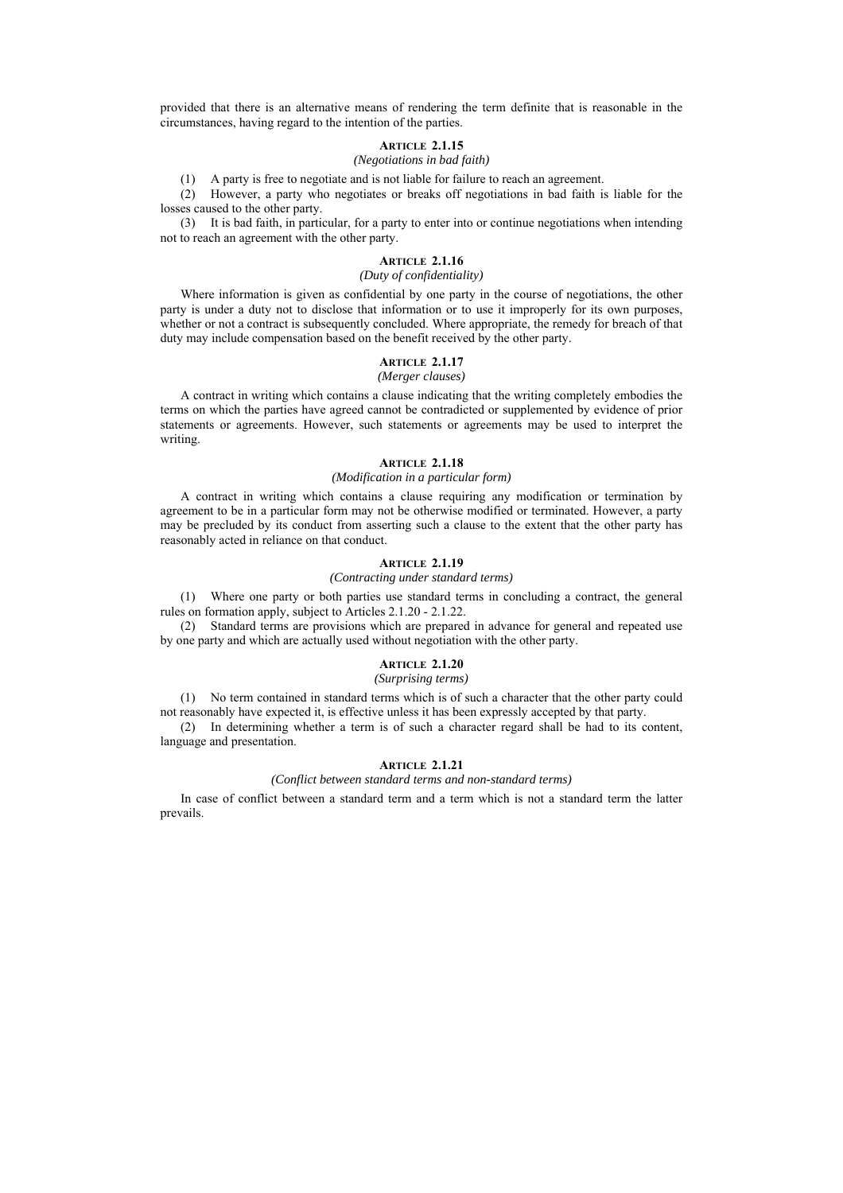provided that there is an alternative means of rendering the term definite that is reasonable in the circumstances, having regard to the intention of the parties.

### ARTICLE 2.1.15

*(Negotiations in bad faith)*

(1) A party is free to negotiate and is not liable for failure to reach an agreement.

(2) However, a party who negotiates or breaks off negotiations in bad faith is liable for the losses caused to the other party.

(3) It is bad faith, in particular, for a party to enter into or continue negotiations when intending not to reach an agreement with the other party.

### ARTICLE 2.1.16

*(Duty of confidentiality)*

Where information is given as confidential by one party in the course of negotiations, the other party is under a duty not to disclose that information or to use it improperly for its own purposes, whether or not a contract is subsequently concluded. Where appropriate, the remedy for breach of that duty may include compensation based on the benefit received by the other party.

### ARTICLE 2.1.17

*(Merger clauses)*

A contract in writing which contains a clause indicating that the writing completely embodies the terms on which the parties have agreed cannot be contradicted or supplemented by evidence of prior statements or agreements. However, such statements or agreements may be used to interpret the writing.

### ARTICLE 2.1.18

*(Modification in a particular form)*

A contract in writing which contains a clause requiring any modification or termination by agreement to be in a particular form may not be otherwise modified or terminated. However, a party may be precluded by its conduct from asserting such a clause to the extent that the other party has reasonably acted in reliance on that conduct.

### ARTICLE 2.1.19

*(Contracting under standard terms)*

(1) Where one party or both parties use standard terms in concluding a contract, the general rules on formation apply, subject to Articles 2.1.20 - 2.1.22.

(2) Standard terms are provisions which are prepared in advance for general and repeated use by one party and which are actually used without negotiation with the other party.

### ARTICLE 2.1.20

*(Surprising terms)*

(1) No term contained in standard terms which is of such a character that the other party could not reasonably have expected it, is effective unless it has been expressly accepted by that party.

(2) In determining whether a term is of such a character regard shall be had to its content, language and presentation.

### ARTICLE 2.1.21

*(Conflict between standard terms and non-standard terms)*

In case of conflict between a standard term and a term which is not a standard term the latter prevails.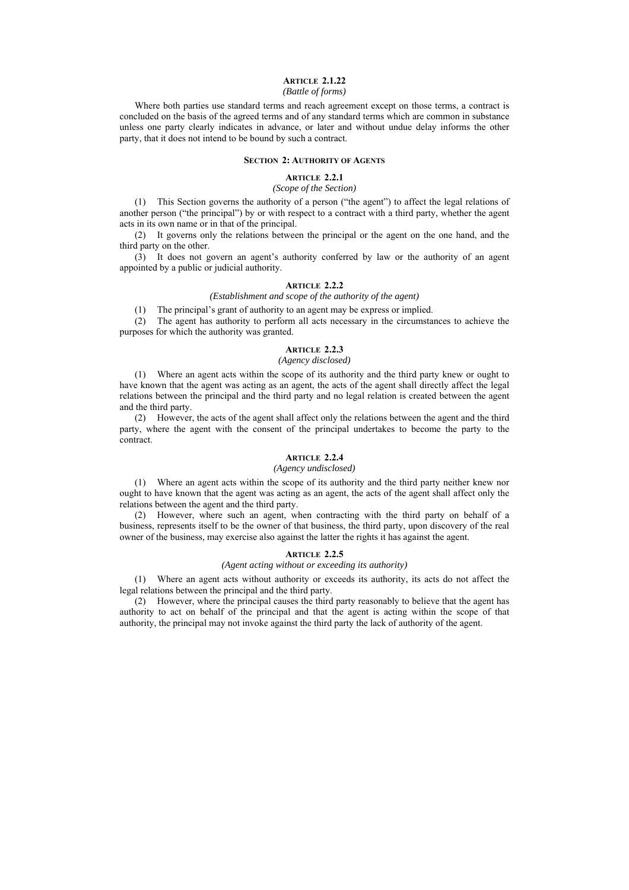### ARTICLE 2.1.22

*(Battle of forms)*

Where both parties use standard terms and reach agreement except on those terms, a contract is concluded on the basis of the agreed terms and of any standard terms which are common in substance unless one party clearly indicates in advance, or later and without undue delay informs the other party, that it does not intend to be bound by such a contract.

## SECTION 2: AUTHORITY OF AGENTS

### ARTICLE 2.2.1

*(Scope of the Section)*

(1) This Section governs the authority of a person ("the agent") to affect the legal relations of another person ("the principal") by or with respect to a contract with a third party, whether the agent acts in its own name or in that of the principal.

(2) It governs only the relations between the principal or the agent on the one hand, and the third party on the other.

(3) It does not govern an agent's authority conferred by law or the authority of an agent appointed by a public or judicial authority.

### ARTICLE 2.2.2

*(Establishment and scope of the authority of the agent)*

(1) The principal's grant of authority to an agent may be express or implied.

(2) The agent has authority to perform all acts necessary in the circumstances to achieve the purposes for which the authority was granted.

### ARTICLE 2.2.3

*(Agency disclosed)*

(1) Where an agent acts within the scope of its authority and the third party knew or ought to have known that the agent was acting as an agent, the acts of the agent shall directly affect the legal relations between the principal and the third party and no legal relation is created between the agent and the third party.

(2) However, the acts of the agent shall affect only the relations between the agent and the third party, where the agent with the consent of the principal undertakes to become the party to the contract.

### ARTICLE 2.2.4

*(Agency undisclosed)*

(1) Where an agent acts within the scope of its authority and the third party neither knew nor ought to have known that the agent was acting as an agent, the acts of the agent shall affect only the relations between the agent and the third party.

(2) However, where such an agent, when contracting with the third party on behalf of a business, represents itself to be the owner of that business, the third party, upon discovery of the real owner of the business, may exercise also against the latter the rights it has against the agent.

### ARTICLE 2.2.5

*(Agent acting without or exceeding its authority)*

(1) Where an agent acts without authority or exceeds its authority, its acts do not affect the legal relations between the principal and the third party.

(2) However, where the principal causes the third party reasonably to believe that the agent has authority to act on behalf of the principal and that the agent is acting within the scope of that authority, the principal may not invoke against the third party the lack of authority of the agent.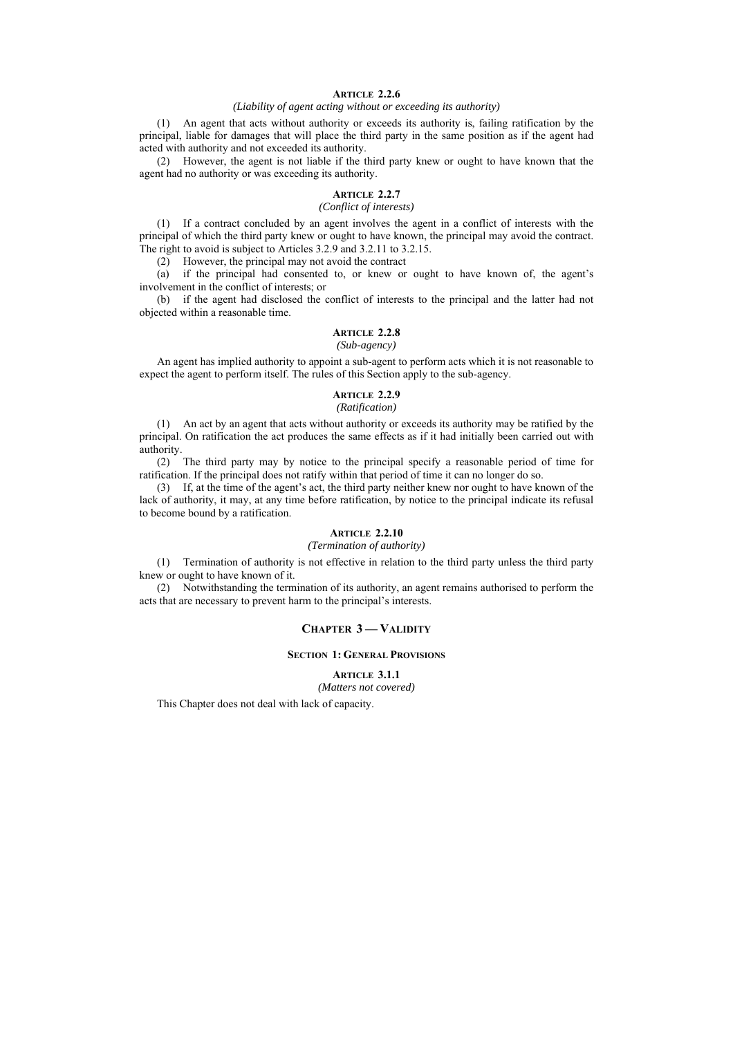### ARTICLE 2.2.6

*(Liability of agent acting without or exceeding its authority)*

(1) An agent that acts without authority or exceeds its authority is, failing ratification by the principal, liable for damages that will place the third party in the same position as if the agent had acted with authority and not exceeded its authority.

(2) However, the agent is not liable if the third party knew or ought to have known that the agent had no authority or was exceeding its authority.

### ARTICLE 2.2.7

*(Conflict of interests)*

(1) If a contract concluded by an agent involves the agent in a conflict of interests with the principal of which the third party knew or ought to have known, the principal may avoid the contract. The right to avoid is subject to Articles 3.2.9 and 3.2.11 to 3.2.15.

(2) However, the principal may not avoid the contract

(a) if the principal had consented to, or knew or ought to have known of, the agent's involvement in the conflict of interests; or

(b) if the agent had disclosed the conflict of interests to the principal and the latter had not objected within a reasonable time.

### ARTICLE 2.2.8

*(Sub-agency)*

An agent has implied authority to appoint a sub-agent to perform acts which it is not reasonable to expect the agent to perform itself. The rules of this Section apply to the sub-agency.

### ARTICLE 2.2.9

*(Ratification)*

(1) An act by an agent that acts without authority or exceeds its authority may be ratified by the principal. On ratification the act produces the same effects as if it had initially been carried out with authority.

(2) The third party may by notice to the principal specify a reasonable period of time for ratification. If the principal does not ratify within that period of time it can no longer do so.

(3) If, at the time of the agent's act, the third party neither knew nor ought to have known of the lack of authority, it may, at any time before ratification, by notice to the principal indicate its refusal to become bound by a ratification.

### ARTICLE 2.2.10

*(Termination of authority)*

(1) Termination of authority is not effective in relation to the third party unless the third party knew or ought to have known of it.

(2) Notwithstanding the termination of its authority, an agent remains authorised to perform the acts that are necessary to prevent harm to the principal's interests.

# CHAPTER 3 — VALIDITY

## SECTION 1: GENERAL PROVISIONS

### ARTICLE 3.1.1

*(Matters not covered)*

This Chapter does not deal with lack of capacity.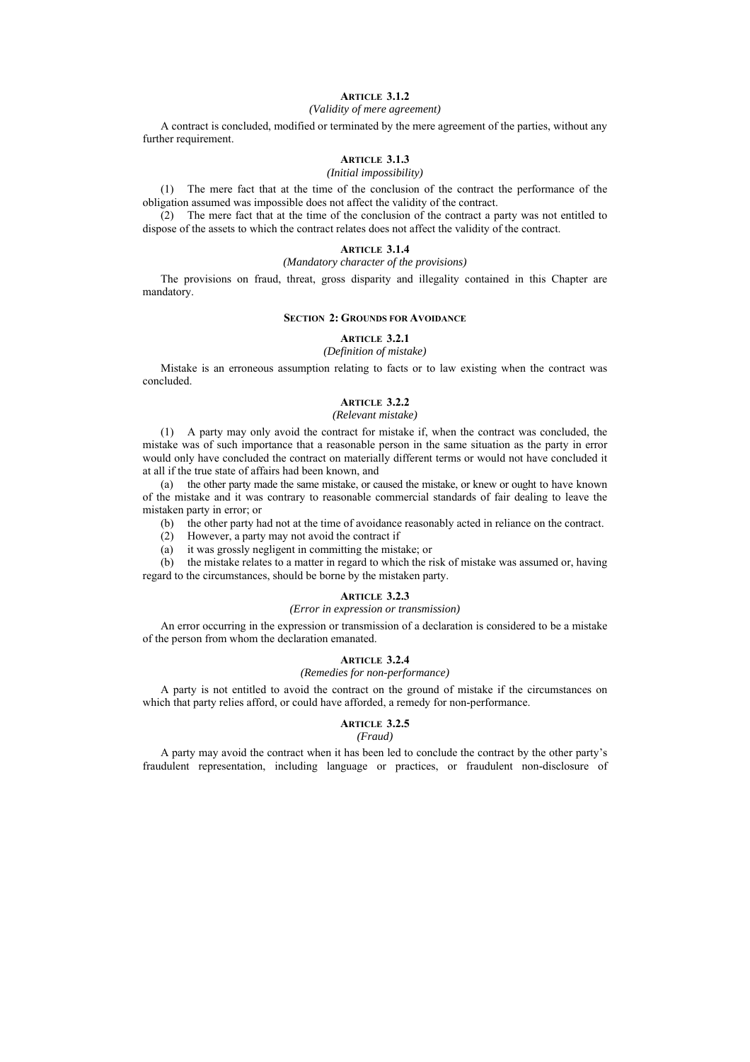### ARTICLE 3.1.2

*(Validity of mere agreement)*

A contract is concluded, modified or terminated by the mere agreement of the parties, without any further requirement.

### ARTICLE 3.1.3

*(Initial impossibility)*

(1) The mere fact that at the time of the conclusion of the contract the performance of the obligation assumed was impossible does not affect the validity of the contract.

(2) The mere fact that at the time of the conclusion of the contract a party was not entitled to dispose of the assets to which the contract relates does not affect the validity of the contract.

### ARTICLE 3.1.4

*(Mandatory character of the provisions)*

The provisions on fraud, threat, gross disparity and illegality contained in this Chapter are mandatory.

## SECTION 2: GROUNDS FOR AVOIDANCE

### ARTICLE 3.2.1

*(Definition of mistake)*

Mistake is an erroneous assumption relating to facts or to law existing when the contract was concluded.

### ARTICLE 3.2.2

*(Relevant mistake)*

(1) A party may only avoid the contract for mistake if, when the contract was concluded, the mistake was of such importance that a reasonable person in the same situation as the party in error would only have concluded the contract on materially different terms or would not have concluded it at all if the true state of affairs had been known, and

(a) the other party made the same mistake, or caused the mistake, or knew or ought to have known of the mistake and it was contrary to reasonable commercial standards of fair dealing to leave the mistaken party in error; or

(b) the other party had not at the time of avoidance reasonably acted in reliance on the contract.

(2) However, a party may not avoid the contract if

(a) it was grossly negligent in committing the mistake; or

(b) the mistake relates to a matter in regard to which the risk of mistake was assumed or, having regard to the circumstances, should be borne by the mistaken party.

### ARTICLE 3.2.3

*(Error in expression or transmission)*

An error occurring in the expression or transmission of a declaration is considered to be a mistake of the person from whom the declaration emanated.

### ARTICLE 3.2.4

*(Remedies for non-performance)*

A party is not entitled to avoid the contract on the ground of mistake if the circumstances on which that party relies afford, or could have afforded, a remedy for non-performance.

### ARTICLE 3.2.5

*(Fraud)*

A party may avoid the contract when it has been led to conclude the contract by the other party's fraudulent representation, including language or practices, or fraudulent non-disclosure of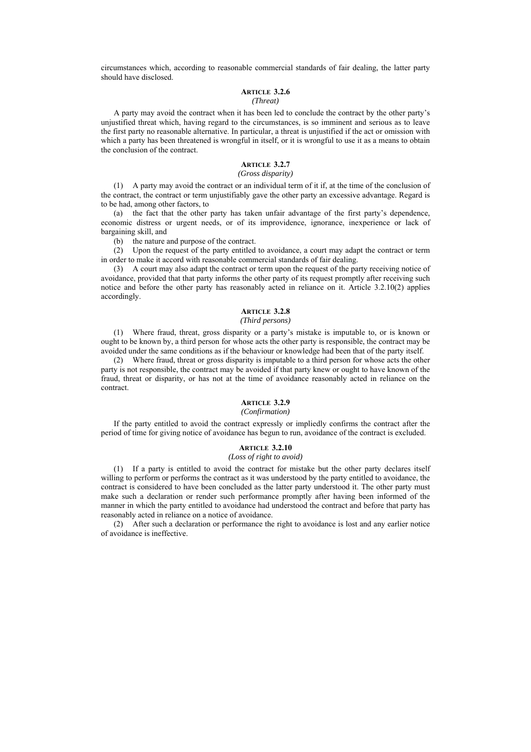circumstances which, according to reasonable commercial standards of fair dealing, the latter party should have disclosed.

### ARTICLE 3.2.6
*(Threat)*

A party may avoid the contract when it has been led to conclude the contract by the other party's unjustified threat which, having regard to the circumstances, is so imminent and serious as to leave the first party no reasonable alternative. In particular, a threat is unjustified if the act or omission with which a party has been threatened is wrongful in itself, or it is wrongful to use it as a means to obtain the conclusion of the contract.

### ARTICLE 3.2.7
*(Gross disparity)*

(1) A party may avoid the contract or an individual term of it if, at the time of the conclusion of the contract, the contract or term unjustifiably gave the other party an excessive advantage. Regard is to be had, among other factors, to

(a) the fact that the other party has taken unfair advantage of the first party's dependence, economic distress or urgent needs, or of its improvidence, ignorance, inexperience or lack of bargaining skill, and

(b) the nature and purpose of the contract.

(2) Upon the request of the party entitled to avoidance, a court may adapt the contract or term in order to make it accord with reasonable commercial standards of fair dealing.

(3) A court may also adapt the contract or term upon the request of the party receiving notice of avoidance, provided that that party informs the other party of its request promptly after receiving such notice and before the other party has reasonably acted in reliance on it. Article 3.2.10(2) applies accordingly.

### ARTICLE 3.2.8
*(Third persons)*

(1) Where fraud, threat, gross disparity or a party's mistake is imputable to, or is known or ought to be known by, a third person for whose acts the other party is responsible, the contract may be avoided under the same conditions as if the behaviour or knowledge had been that of the party itself.

(2) Where fraud, threat or gross disparity is imputable to a third person for whose acts the other party is not responsible, the contract may be avoided if that party knew or ought to have known of the fraud, threat or disparity, or has not at the time of avoidance reasonably acted in reliance on the contract.

### ARTICLE 3.2.9
*(Confirmation)*

If the party entitled to avoid the contract expressly or impliedly confirms the contract after the period of time for giving notice of avoidance has begun to run, avoidance of the contract is excluded.

### ARTICLE 3.2.10
*(Loss of right to avoid)*

(1) If a party is entitled to avoid the contract for mistake but the other party declares itself willing to perform or performs the contract as it was understood by the party entitled to avoidance, the contract is considered to have been concluded as the latter party understood it. The other party must make such a declaration or render such performance promptly after having been informed of the manner in which the party entitled to avoidance had understood the contract and before that party has reasonably acted in reliance on a notice of avoidance.

(2) After such a declaration or performance the right to avoidance is lost and any earlier notice of avoidance is ineffective.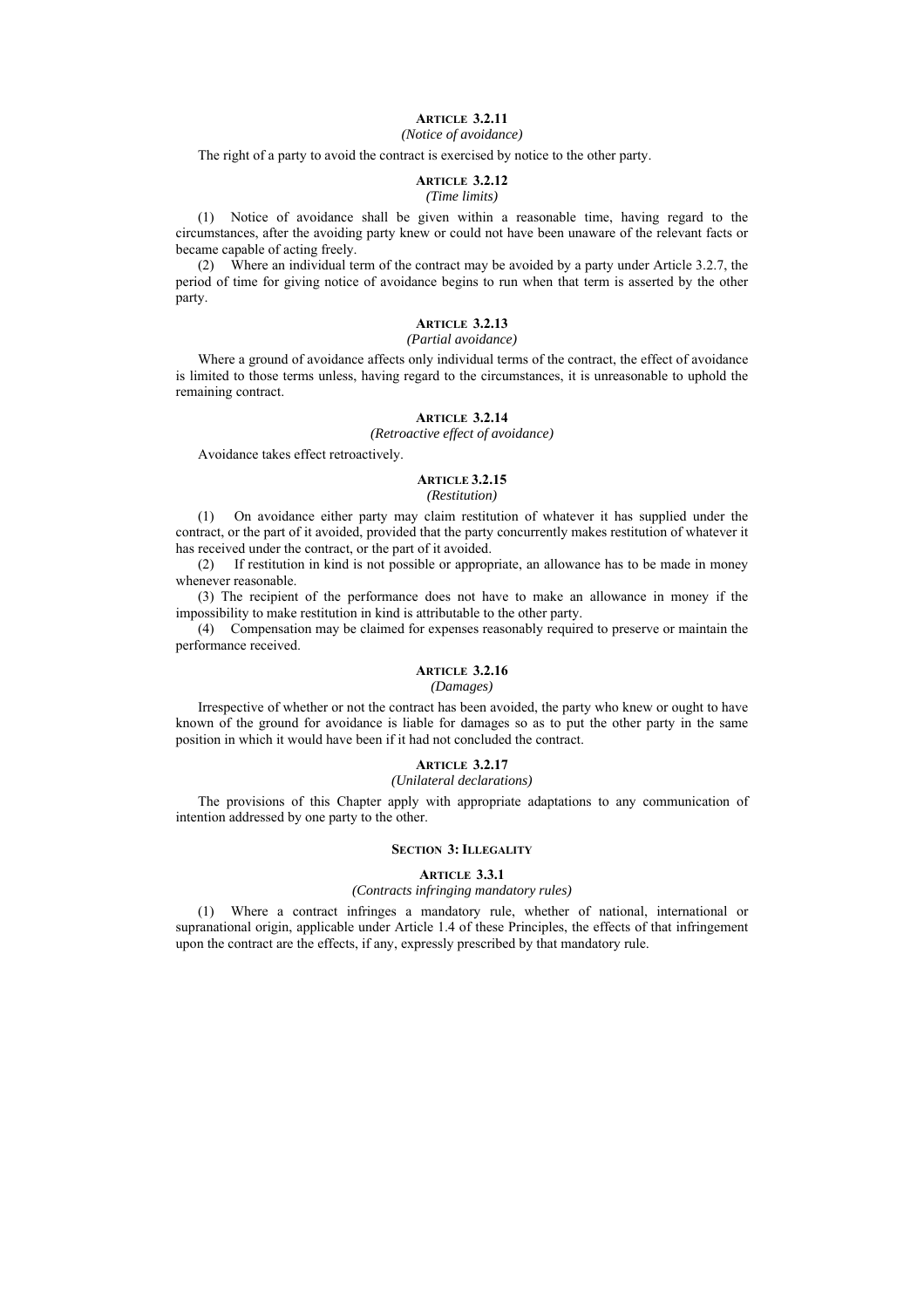### ARTICLE 3.2.11

*(Notice of avoidance)*

The right of a party to avoid the contract is exercised by notice to the other party.

### ARTICLE 3.2.12

*(Time limits)*

(1) Notice of avoidance shall be given within a reasonable time, having regard to the circumstances, after the avoiding party knew or could not have been unaware of the relevant facts or became capable of acting freely.

(2) Where an individual term of the contract may be avoided by a party under Article 3.2.7, the period of time for giving notice of avoidance begins to run when that term is asserted by the other party.

### ARTICLE 3.2.13

*(Partial avoidance)*

Where a ground of avoidance affects only individual terms of the contract, the effect of avoidance is limited to those terms unless, having regard to the circumstances, it is unreasonable to uphold the remaining contract.

### ARTICLE 3.2.14

*(Retroactive effect of avoidance)*

Avoidance takes effect retroactively.

### ARTICLE 3.2.15

*(Restitution)*

(1) On avoidance either party may claim restitution of whatever it has supplied under the contract, or the part of it avoided, provided that the party concurrently makes restitution of whatever it has received under the contract, or the part of it avoided.

(2) If restitution in kind is not possible or appropriate, an allowance has to be made in money whenever reasonable.

(3) The recipient of the performance does not have to make an allowance in money if the impossibility to make restitution in kind is attributable to the other party.

(4) Compensation may be claimed for expenses reasonably required to preserve or maintain the performance received.

### ARTICLE 3.2.16

*(Damages)*

Irrespective of whether or not the contract has been avoided, the party who knew or ought to have known of the ground for avoidance is liable for damages so as to put the other party in the same position in which it would have been if it had not concluded the contract.

### ARTICLE 3.2.17

*(Unilateral declarations)*

The provisions of this Chapter apply with appropriate adaptations to any communication of intention addressed by one party to the other.

## SECTION 3: ILLEGALITY

### ARTICLE 3.3.1

*(Contracts infringing mandatory rules)*

(1) Where a contract infringes a mandatory rule, whether of national, international or supranational origin, applicable under Article 1.4 of these Principles, the effects of that infringement upon the contract are the effects, if any, expressly prescribed by that mandatory rule.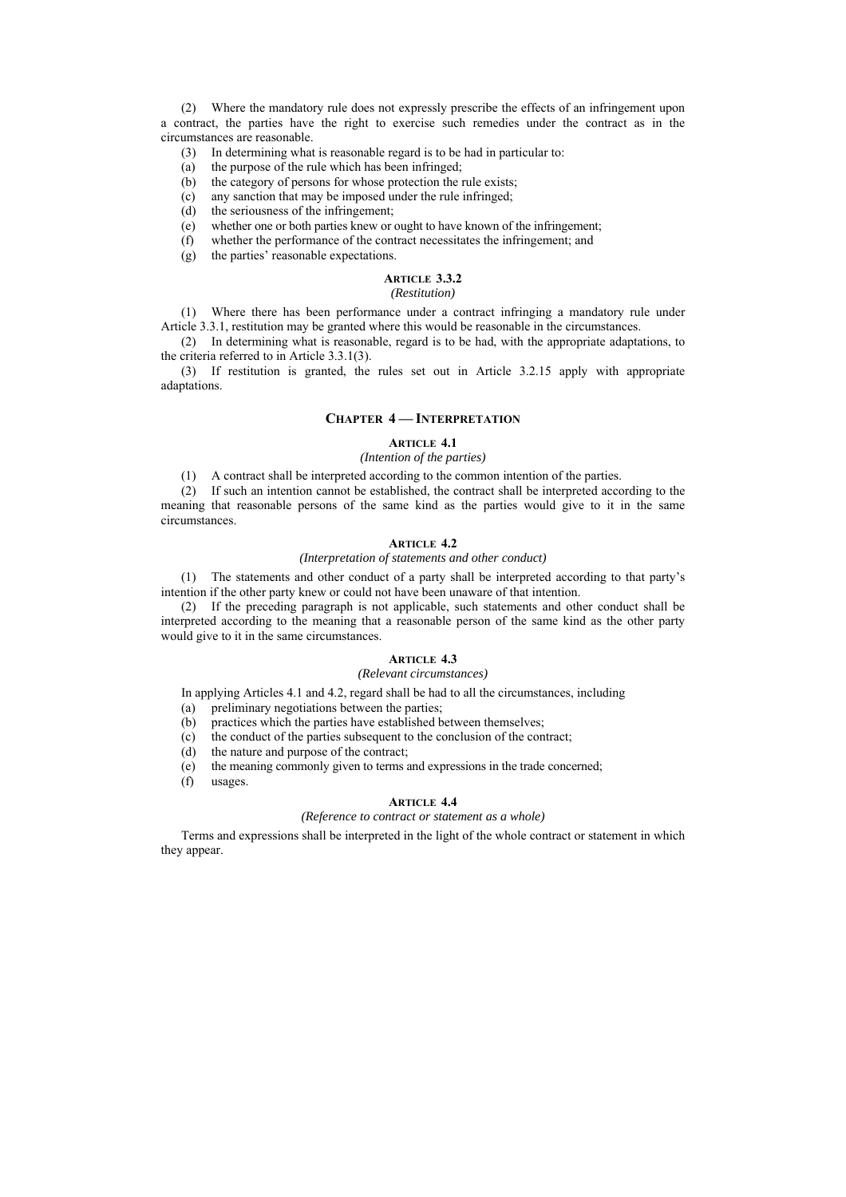(2) Where the mandatory rule does not expressly prescribe the effects of an infringement upon a contract, the parties have the right to exercise such remedies under the contract as in the circumstances are reasonable.

(3) In determining what is reasonable regard is to be had in particular to:

(a) the purpose of the rule which has been infringed;

(b) the category of persons for whose protection the rule exists;

(c) any sanction that may be imposed under the rule infringed;

(d) the seriousness of the infringement;

(e) whether one or both parties knew or ought to have known of the infringement;

(f) whether the performance of the contract necessitates the infringement; and

(g) the parties' reasonable expectations.

#### ARTICLE 3.3.2

*(Restitution)*

(1) Where there has been performance under a contract infringing a mandatory rule under Article 3.3.1, restitution may be granted where this would be reasonable in the circumstances.

(2) In determining what is reasonable, regard is to be had, with the appropriate adaptations, to the criteria referred to in Article 3.3.1(3).

(3) If restitution is granted, the rules set out in Article 3.2.15 apply with appropriate adaptations.

## CHAPTER 4 — INTERPRETATION

#### ARTICLE 4.1

*(Intention of the parties)*

(1) A contract shall be interpreted according to the common intention of the parties.

(2) If such an intention cannot be established, the contract shall be interpreted according to the meaning that reasonable persons of the same kind as the parties would give to it in the same circumstances.

#### ARTICLE 4.2

*(Interpretation of statements and other conduct)*

(1) The statements and other conduct of a party shall be interpreted according to that party's intention if the other party knew or could not have been unaware of that intention.

(2) If the preceding paragraph is not applicable, such statements and other conduct shall be interpreted according to the meaning that a reasonable person of the same kind as the other party would give to it in the same circumstances.

#### ARTICLE 4.3

*(Relevant circumstances)*

In applying Articles 4.1 and 4.2, regard shall be had to all the circumstances, including

(a) preliminary negotiations between the parties;

(b) practices which the parties have established between themselves;

(c) the conduct of the parties subsequent to the conclusion of the contract;

(d) the nature and purpose of the contract;

(e) the meaning commonly given to terms and expressions in the trade concerned;

(f) usages.

#### ARTICLE 4.4

*(Reference to contract or statement as a whole)*

Terms and expressions shall be interpreted in the light of the whole contract or statement in which they appear.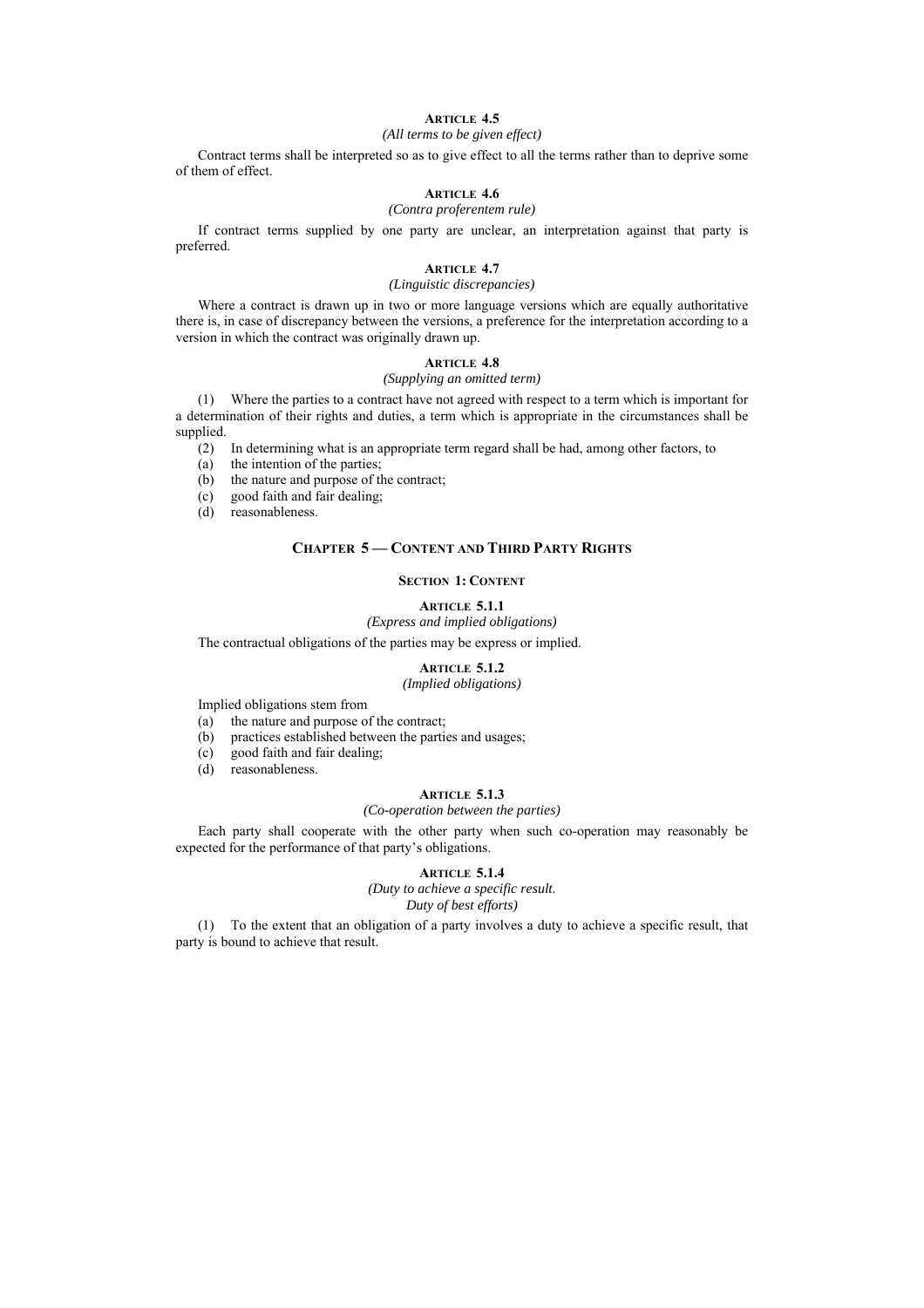#### ARTICLE 4.5

*(All terms to be given effect)*

Contract terms shall be interpreted so as to give effect to all the terms rather than to deprive some of them of effect.

#### ARTICLE 4.6

*(Contra proferentem rule)*

If contract terms supplied by one party are unclear, an interpretation against that party is preferred.

#### ARTICLE 4.7

*(Linguistic discrepancies)*

Where a contract is drawn up in two or more language versions which are equally authoritative there is, in case of discrepancy between the versions, a preference for the interpretation according to a version in which the contract was originally drawn up.

#### ARTICLE 4.8

*(Supplying an omitted term)*

(1) Where the parties to a contract have not agreed with respect to a term which is important for a determination of their rights and duties, a term which is appropriate in the circumstances shall be supplied.

(2) In determining what is an appropriate term regard shall be had, among other factors, to

(a) the intention of the parties;
(b) the nature and purpose of the contract;
(c) good faith and fair dealing;
(d) reasonableness.

## CHAPTER 5 — CONTENT AND THIRD PARTY RIGHTS

### SECTION 1: CONTENT

#### ARTICLE 5.1.1

*(Express and implied obligations)*

The contractual obligations of the parties may be express or implied.

#### ARTICLE 5.1.2

*(Implied obligations)*

Implied obligations stem from

(a) the nature and purpose of the contract;
(b) practices established between the parties and usages;
(c) good faith and fair dealing;
(d) reasonableness.

#### ARTICLE 5.1.3

*(Co-operation between the parties)*

Each party shall cooperate with the other party when such co-operation may reasonably be expected for the performance of that party's obligations.

#### ARTICLE 5.1.4

*(Duty to achieve a specific result.*
*Duty of best efforts)*

(1) To the extent that an obligation of a party involves a duty to achieve a specific result, that party is bound to achieve that result.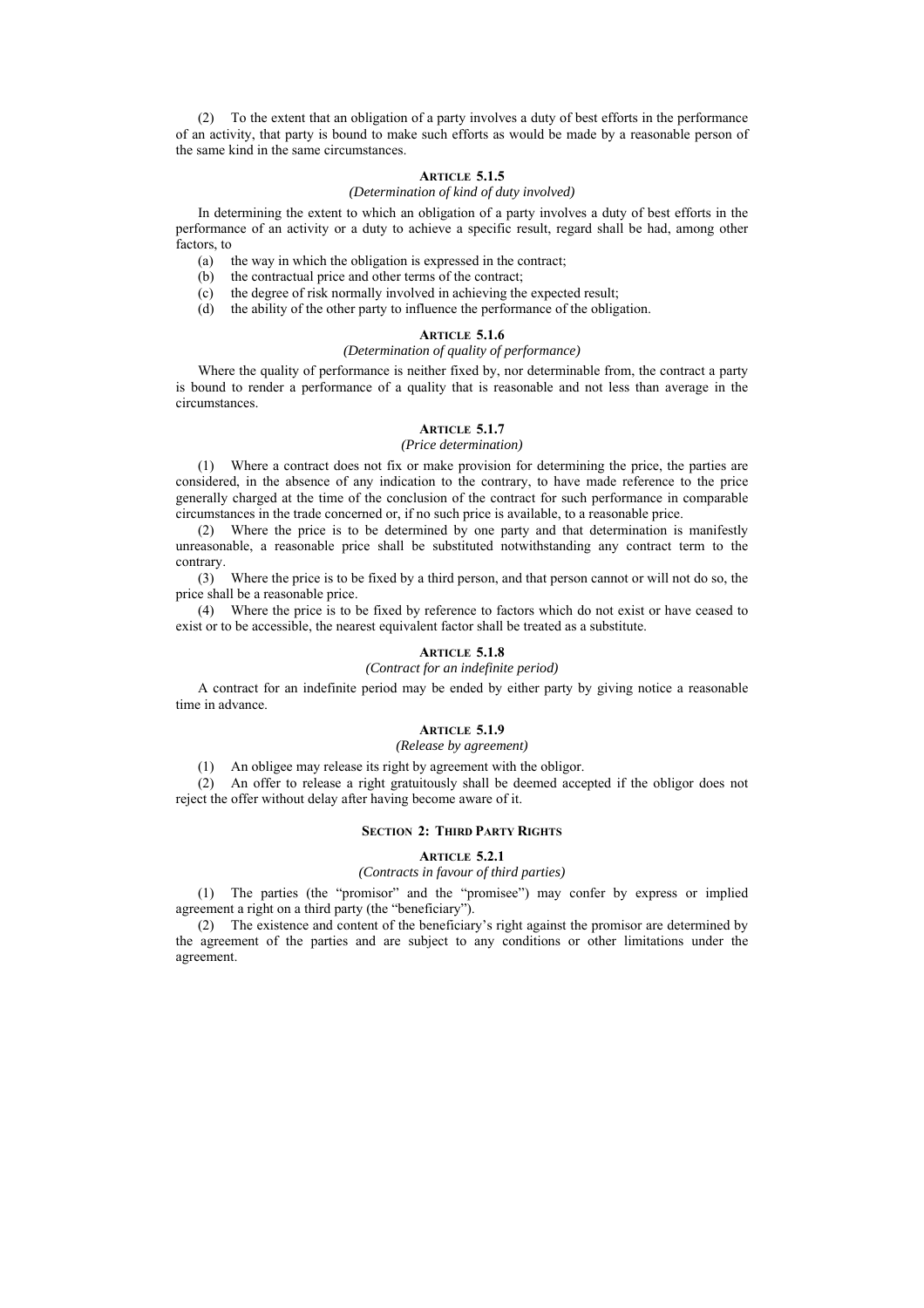(2) To the extent that an obligation of a party involves a duty of best efforts in the performance of an activity, that party is bound to make such efforts as would be made by a reasonable person of the same kind in the same circumstances.

### ARTICLE 5.1.5

*(Determination of kind of duty involved)*

In determining the extent to which an obligation of a party involves a duty of best efforts in the performance of an activity or a duty to achieve a specific result, regard shall be had, among other factors, to

(a) the way in which the obligation is expressed in the contract;
(b) the contractual price and other terms of the contract;
(c) the degree of risk normally involved in achieving the expected result;
(d) the ability of the other party to influence the performance of the obligation.

### ARTICLE 5.1.6

*(Determination of quality of performance)*

Where the quality of performance is neither fixed by, nor determinable from, the contract a party is bound to render a performance of a quality that is reasonable and not less than average in the circumstances.

### ARTICLE 5.1.7

*(Price determination)*

(1) Where a contract does not fix or make provision for determining the price, the parties are considered, in the absence of any indication to the contrary, to have made reference to the price generally charged at the time of the conclusion of the contract for such performance in comparable circumstances in the trade concerned or, if no such price is available, to a reasonable price.

(2) Where the price is to be determined by one party and that determination is manifestly unreasonable, a reasonable price shall be substituted notwithstanding any contract term to the contrary.

(3) Where the price is to be fixed by a third person, and that person cannot or will not do so, the price shall be a reasonable price.

(4) Where the price is to be fixed by reference to factors which do not exist or have ceased to exist or to be accessible, the nearest equivalent factor shall be treated as a substitute.

### ARTICLE 5.1.8

*(Contract for an indefinite period)*

A contract for an indefinite period may be ended by either party by giving notice a reasonable time in advance.

### ARTICLE 5.1.9

*(Release by agreement)*

(1) An obligee may release its right by agreement with the obligor.

(2) An offer to release a right gratuitously shall be deemed accepted if the obligor does not reject the offer without delay after having become aware of it.

## SECTION 2: THIRD PARTY RIGHTS

### ARTICLE 5.2.1

*(Contracts in favour of third parties)*

(1) The parties (the "promisor" and the "promisee") may confer by express or implied agreement a right on a third party (the "beneficiary").

(2) The existence and content of the beneficiary's right against the promisor are determined by the agreement of the parties and are subject to any conditions or other limitations under the agreement.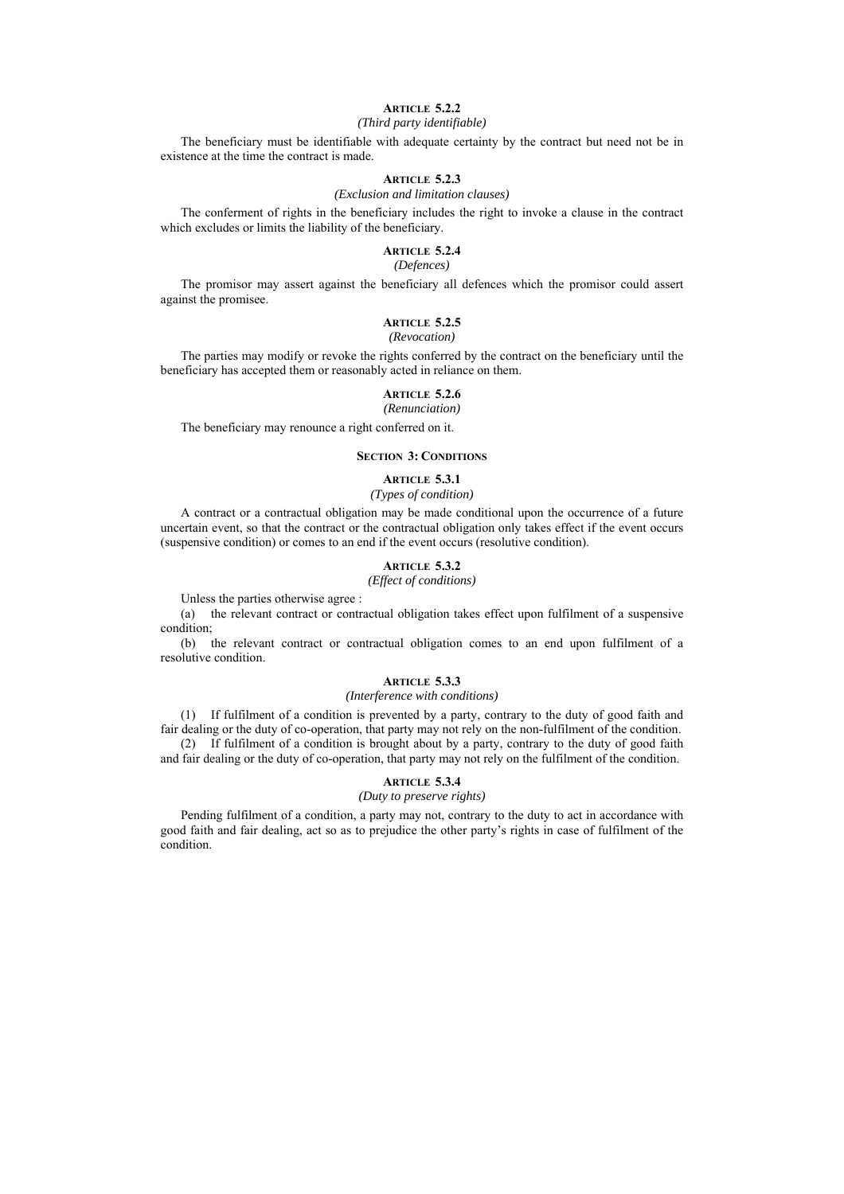### Article 5.2.2
*(Third party identifiable)*

The beneficiary must be identifiable with adequate certainty by the contract but need not be in existence at the time the contract is made.

### Article 5.2.3
*(Exclusion and limitation clauses)*

The conferment of rights in the beneficiary includes the right to invoke a clause in the contract which excludes or limits the liability of the beneficiary.

### Article 5.2.4
*(Defences)*

The promisor may assert against the beneficiary all defences which the promisor could assert against the promisee.

### Article 5.2.5
*(Revocation)*

The parties may modify or revoke the rights conferred by the contract on the beneficiary until the beneficiary has accepted them or reasonably acted in reliance on them.

### Article 5.2.6
*(Renunciation)*

The beneficiary may renounce a right conferred on it.

## Section 3: Conditions

### Article 5.3.1
*(Types of condition)*

A contract or a contractual obligation may be made conditional upon the occurrence of a future uncertain event, so that the contract or the contractual obligation only takes effect if the event occurs (suspensive condition) or comes to an end if the event occurs (resolutive condition).

### Article 5.3.2
*(Effect of conditions)*

Unless the parties otherwise agree :

(a) the relevant contract or contractual obligation takes effect upon fulfilment of a suspensive condition;

(b) the relevant contract or contractual obligation comes to an end upon fulfilment of a resolutive condition.

### Article 5.3.3
*(Interference with conditions)*

(1) If fulfilment of a condition is prevented by a party, contrary to the duty of good faith and fair dealing or the duty of co-operation, that party may not rely on the non-fulfilment of the condition.

(2) If fulfilment of a condition is brought about by a party, contrary to the duty of good faith and fair dealing or the duty of co-operation, that party may not rely on the fulfilment of the condition.

### Article 5.3.4
*(Duty to preserve rights)*

Pending fulfilment of a condition, a party may not, contrary to the duty to act in accordance with good faith and fair dealing, act so as to prejudice the other party's rights in case of fulfilment of the condition.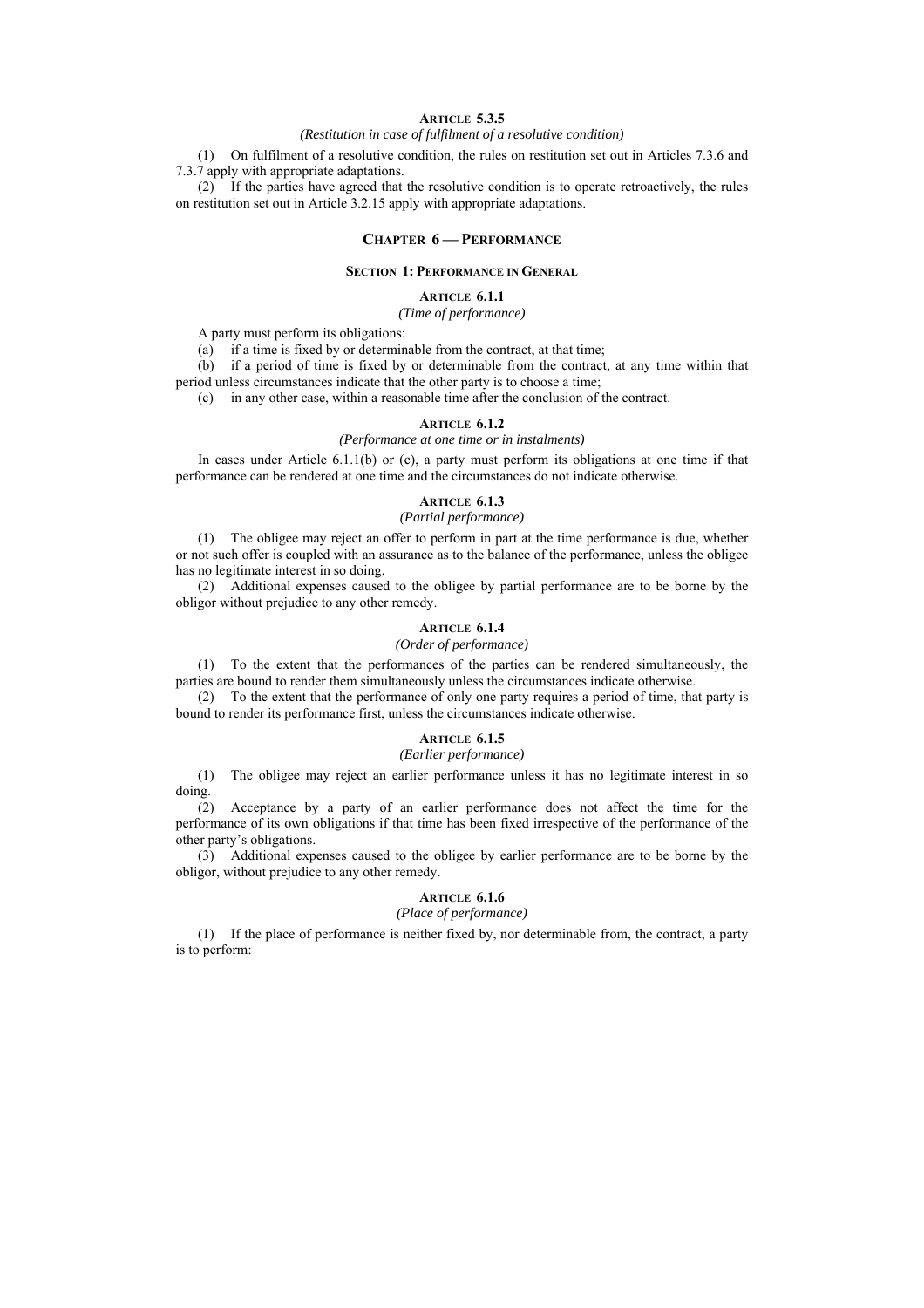#### Article 5.3.5

*(Restitution in case of fulfilment of a resolutive condition)*

(1) On fulfilment of a resolutive condition, the rules on restitution set out in Articles 7.3.6 and 7.3.7 apply with appropriate adaptations.

(2) If the parties have agreed that the resolutive condition is to operate retroactively, the rules on restitution set out in Article 3.2.15 apply with appropriate adaptations.

## Chapter 6 — Performance

### Section 1: Performance in General

#### Article 6.1.1

*(Time of performance)*

A party must perform its obligations:

(a) if a time is fixed by or determinable from the contract, at that time;

(b) if a period of time is fixed by or determinable from the contract, at any time within that period unless circumstances indicate that the other party is to choose a time;

(c) in any other case, within a reasonable time after the conclusion of the contract.

#### Article 6.1.2

*(Performance at one time or in instalments)*

In cases under Article 6.1.1(b) or (c), a party must perform its obligations at one time if that performance can be rendered at one time and the circumstances do not indicate otherwise.

#### Article 6.1.3

*(Partial performance)*

(1) The obligee may reject an offer to perform in part at the time performance is due, whether or not such offer is coupled with an assurance as to the balance of the performance, unless the obligee has no legitimate interest in so doing.

(2) Additional expenses caused to the obligee by partial performance are to be borne by the obligor without prejudice to any other remedy.

#### Article 6.1.4

*(Order of performance)*

(1) To the extent that the performances of the parties can be rendered simultaneously, the parties are bound to render them simultaneously unless the circumstances indicate otherwise.

(2) To the extent that the performance of only one party requires a period of time, that party is bound to render its performance first, unless the circumstances indicate otherwise.

#### Article 6.1.5

*(Earlier performance)*

(1) The obligee may reject an earlier performance unless it has no legitimate interest in so doing.

(2) Acceptance by a party of an earlier performance does not affect the time for the performance of its own obligations if that time has been fixed irrespective of the performance of the other party's obligations.

(3) Additional expenses caused to the obligee by earlier performance are to be borne by the obligor, without prejudice to any other remedy.

#### Article 6.1.6

*(Place of performance)*

(1) If the place of performance is neither fixed by, nor determinable from, the contract, a party is to perform: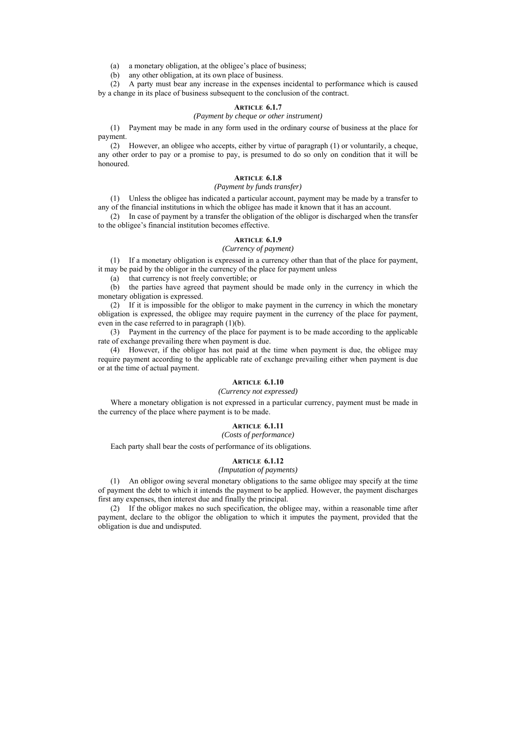(a) a monetary obligation, at the obligee's place of business;

(b) any other obligation, at its own place of business.

(2) A party must bear any increase in the expenses incidental to performance which is caused by a change in its place of business subsequent to the conclusion of the contract.

#### ARTICLE 6.1.7

*(Payment by cheque or other instrument)*

(1) Payment may be made in any form used in the ordinary course of business at the place for payment.

(2) However, an obligee who accepts, either by virtue of paragraph (1) or voluntarily, a cheque, any other order to pay or a promise to pay, is presumed to do so only on condition that it will be honoured.

#### ARTICLE 6.1.8

*(Payment by funds transfer)*

(1) Unless the obligee has indicated a particular account, payment may be made by a transfer to any of the financial institutions in which the obligee has made it known that it has an account.

(2) In case of payment by a transfer the obligation of the obligor is discharged when the transfer to the obligee's financial institution becomes effective.

#### ARTICLE 6.1.9

*(Currency of payment)*

(1) If a monetary obligation is expressed in a currency other than that of the place for payment, it may be paid by the obligor in the currency of the place for payment unless

(a) that currency is not freely convertible; or

(b) the parties have agreed that payment should be made only in the currency in which the monetary obligation is expressed.

(2) If it is impossible for the obligor to make payment in the currency in which the monetary obligation is expressed, the obligee may require payment in the currency of the place for payment, even in the case referred to in paragraph (1)(b).

(3) Payment in the currency of the place for payment is to be made according to the applicable rate of exchange prevailing there when payment is due.

(4) However, if the obligor has not paid at the time when payment is due, the obligee may require payment according to the applicable rate of exchange prevailing either when payment is due or at the time of actual payment.

#### ARTICLE 6.1.10

*(Currency not expressed)*

Where a monetary obligation is not expressed in a particular currency, payment must be made in the currency of the place where payment is to be made.

#### ARTICLE 6.1.11

*(Costs of performance)*

Each party shall bear the costs of performance of its obligations.

#### ARTICLE 6.1.12

*(Imputation of payments)*

(1) An obligor owing several monetary obligations to the same obligee may specify at the time of payment the debt to which it intends the payment to be applied. However, the payment discharges first any expenses, then interest due and finally the principal.

(2) If the obligor makes no such specification, the obligee may, within a reasonable time after payment, declare to the obligor the obligation to which it imputes the payment, provided that the obligation is due and undisputed.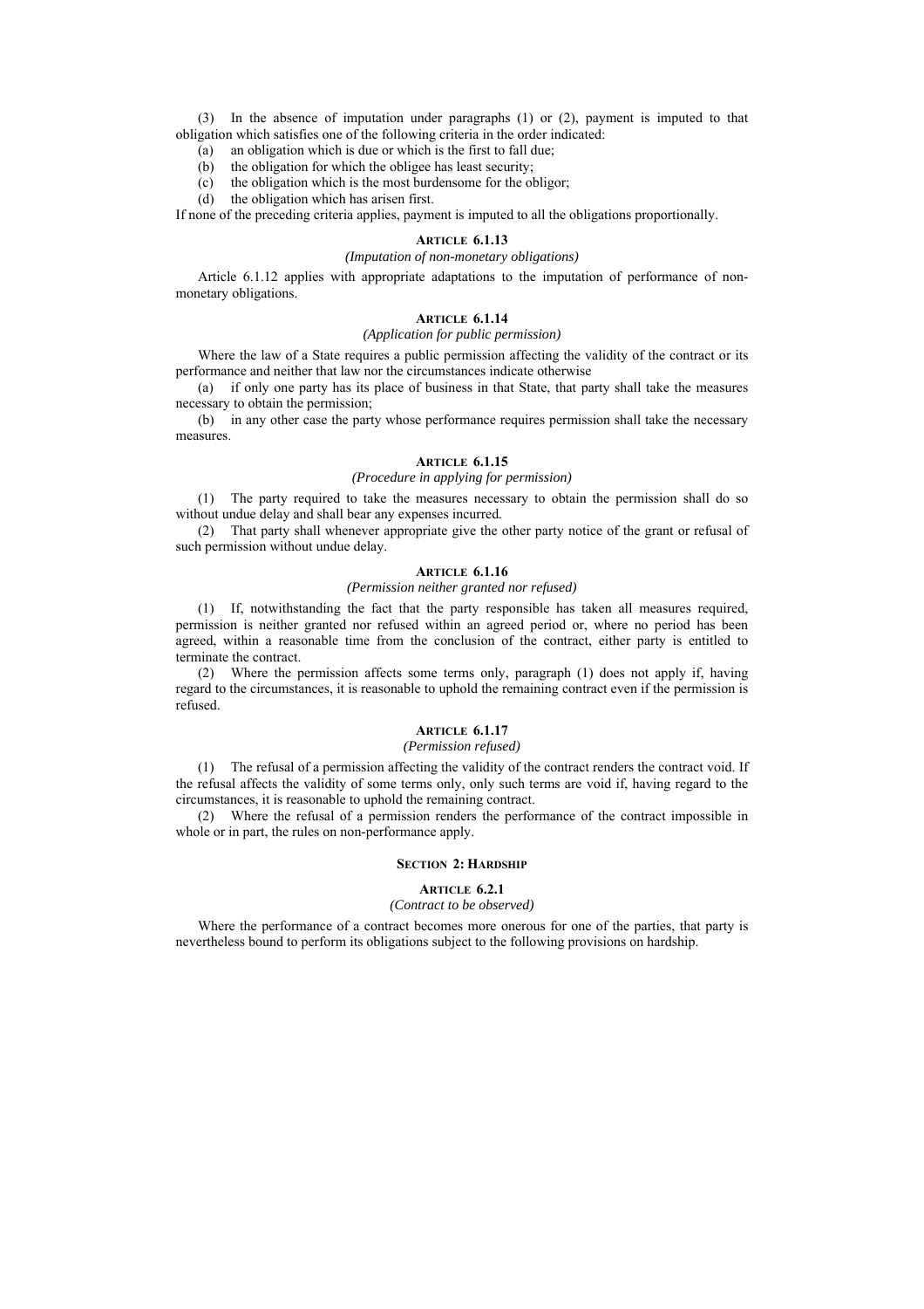(3) In the absence of imputation under paragraphs (1) or (2), payment is imputed to that obligation which satisfies one of the following criteria in the order indicated:

(a) an obligation which is due or which is the first to fall due;

(b) the obligation for which the obligee has least security;

(c) the obligation which is the most burdensome for the obligor;

(d) the obligation which has arisen first.

If none of the preceding criteria applies, payment is imputed to all the obligations proportionally.

### ARTICLE 6.1.13

*(Imputation of non-monetary obligations)*

Article 6.1.12 applies with appropriate adaptations to the imputation of performance of non-monetary obligations.

### ARTICLE 6.1.14

*(Application for public permission)*

Where the law of a State requires a public permission affecting the validity of the contract or its performance and neither that law nor the circumstances indicate otherwise

(a) if only one party has its place of business in that State, that party shall take the measures necessary to obtain the permission;

(b) in any other case the party whose performance requires permission shall take the necessary measures.

### ARTICLE 6.1.15

*(Procedure in applying for permission)*

(1) The party required to take the measures necessary to obtain the permission shall do so without undue delay and shall bear any expenses incurred.

(2) That party shall whenever appropriate give the other party notice of the grant or refusal of such permission without undue delay.

### ARTICLE 6.1.16

*(Permission neither granted nor refused)*

(1) If, notwithstanding the fact that the party responsible has taken all measures required, permission is neither granted nor refused within an agreed period or, where no period has been agreed, within a reasonable time from the conclusion of the contract, either party is entitled to terminate the contract.

(2) Where the permission affects some terms only, paragraph (1) does not apply if, having regard to the circumstances, it is reasonable to uphold the remaining contract even if the permission is refused.

### ARTICLE 6.1.17

*(Permission refused)*

(1) The refusal of a permission affecting the validity of the contract renders the contract void. If the refusal affects the validity of some terms only, only such terms are void if, having regard to the circumstances, it is reasonable to uphold the remaining contract.

(2) Where the refusal of a permission renders the performance of the contract impossible in whole or in part, the rules on non-performance apply.

## SECTION 2: HARDSHIP

### ARTICLE 6.2.1

*(Contract to be observed)*

Where the performance of a contract becomes more onerous for one of the parties, that party is nevertheless bound to perform its obligations subject to the following provisions on hardship.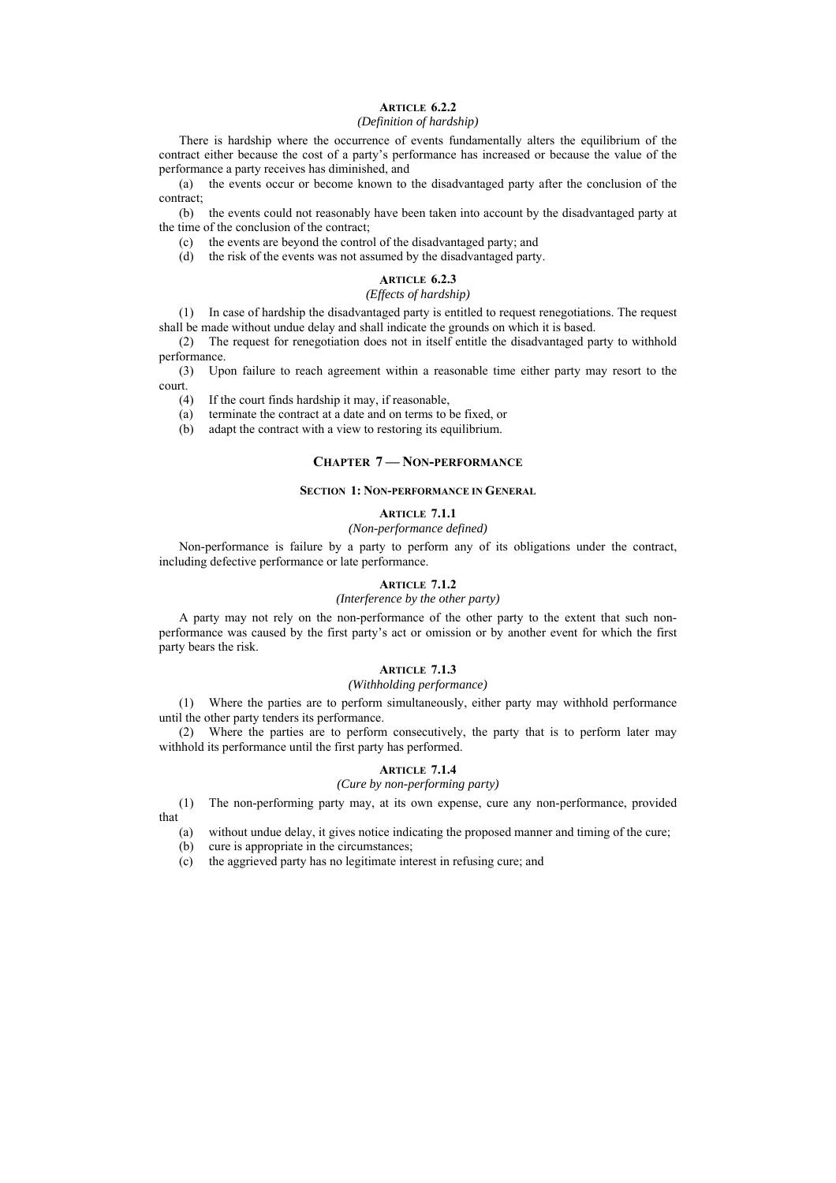#### Article 6.2.2
*(Definition of hardship)*

There is hardship where the occurrence of events fundamentally alters the equilibrium of the contract either because the cost of a party's performance has increased or because the value of the performance a party receives has diminished, and

(a) the events occur or become known to the disadvantaged party after the conclusion of the contract;

(b) the events could not reasonably have been taken into account by the disadvantaged party at the time of the conclusion of the contract;

(c) the events are beyond the control of the disadvantaged party; and

(d) the risk of the events was not assumed by the disadvantaged party.

#### Article 6.2.3
*(Effects of hardship)*

(1) In case of hardship the disadvantaged party is entitled to request renegotiations. The request shall be made without undue delay and shall indicate the grounds on which it is based.

(2) The request for renegotiation does not in itself entitle the disadvantaged party to withhold performance.

(3) Upon failure to reach agreement within a reasonable time either party may resort to the court.

(4) If the court finds hardship it may, if reasonable,

(a) terminate the contract at a date and on terms to be fixed, or

(b) adapt the contract with a view to restoring its equilibrium.

## Chapter 7 — Non-performance

### Section 1: Non-performance in General

#### Article 7.1.1
*(Non-performance defined)*

Non-performance is failure by a party to perform any of its obligations under the contract, including defective performance or late performance.

#### Article 7.1.2
*(Interference by the other party)*

A party may not rely on the non-performance of the other party to the extent that such non-performance was caused by the first party's act or omission or by another event for which the first party bears the risk.

#### Article 7.1.3
*(Withholding performance)*

(1) Where the parties are to perform simultaneously, either party may withhold performance until the other party tenders its performance.

(2) Where the parties are to perform consecutively, the party that is to perform later may withhold its performance until the first party has performed.

#### Article 7.1.4
*(Cure by non-performing party)*

(1) The non-performing party may, at its own expense, cure any non-performance, provided that

(a) without undue delay, it gives notice indicating the proposed manner and timing of the cure;

(b) cure is appropriate in the circumstances;

(c) the aggrieved party has no legitimate interest in refusing cure; and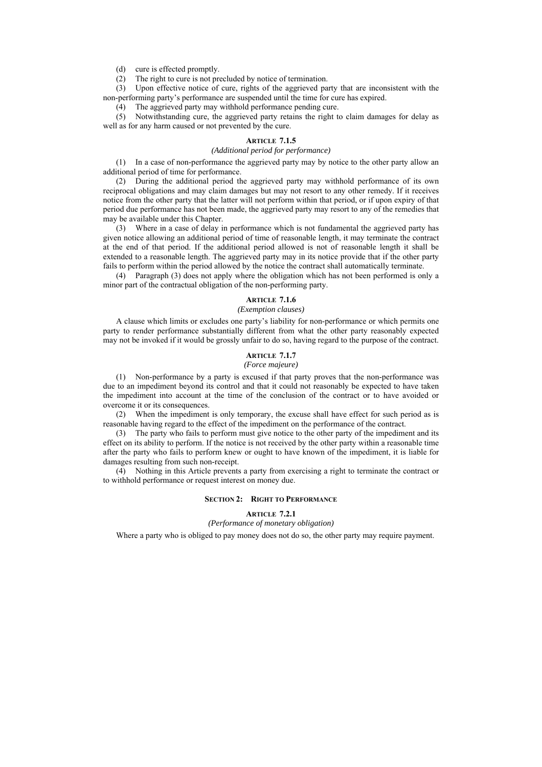(d) cure is effected promptly.

(2) The right to cure is not precluded by notice of termination.

(3) Upon effective notice of cure, rights of the aggrieved party that are inconsistent with the non-performing party's performance are suspended until the time for cure has expired.

(4) The aggrieved party may withhold performance pending cure.

(5) Notwithstanding cure, the aggrieved party retains the right to claim damages for delay as well as for any harm caused or not prevented by the cure.

### ARTICLE 7.1.5

*(Additional period for performance)*

(1) In a case of non-performance the aggrieved party may by notice to the other party allow an additional period of time for performance.

(2) During the additional period the aggrieved party may withhold performance of its own reciprocal obligations and may claim damages but may not resort to any other remedy. If it receives notice from the other party that the latter will not perform within that period, or if upon expiry of that period due performance has not been made, the aggrieved party may resort to any of the remedies that may be available under this Chapter.

(3) Where in a case of delay in performance which is not fundamental the aggrieved party has given notice allowing an additional period of time of reasonable length, it may terminate the contract at the end of that period. If the additional period allowed is not of reasonable length it shall be extended to a reasonable length. The aggrieved party may in its notice provide that if the other party fails to perform within the period allowed by the notice the contract shall automatically terminate.

(4) Paragraph (3) does not apply where the obligation which has not been performed is only a minor part of the contractual obligation of the non-performing party.

### ARTICLE 7.1.6

*(Exemption clauses)*

A clause which limits or excludes one party's liability for non-performance or which permits one party to render performance substantially different from what the other party reasonably expected may not be invoked if it would be grossly unfair to do so, having regard to the purpose of the contract.

### ARTICLE 7.1.7

*(Force majeure)*

(1) Non-performance by a party is excused if that party proves that the non-performance was due to an impediment beyond its control and that it could not reasonably be expected to have taken the impediment into account at the time of the conclusion of the contract or to have avoided or overcome it or its consequences.

(2) When the impediment is only temporary, the excuse shall have effect for such period as is reasonable having regard to the effect of the impediment on the performance of the contract.

(3) The party who fails to perform must give notice to the other party of the impediment and its effect on its ability to perform. If the notice is not received by the other party within a reasonable time after the party who fails to perform knew or ought to have known of the impediment, it is liable for damages resulting from such non-receipt.

(4) Nothing in this Article prevents a party from exercising a right to terminate the contract or to withhold performance or request interest on money due.

## SECTION 2: RIGHT TO PERFORMANCE

### ARTICLE 7.2.1

*(Performance of monetary obligation)*

Where a party who is obliged to pay money does not do so, the other party may require payment.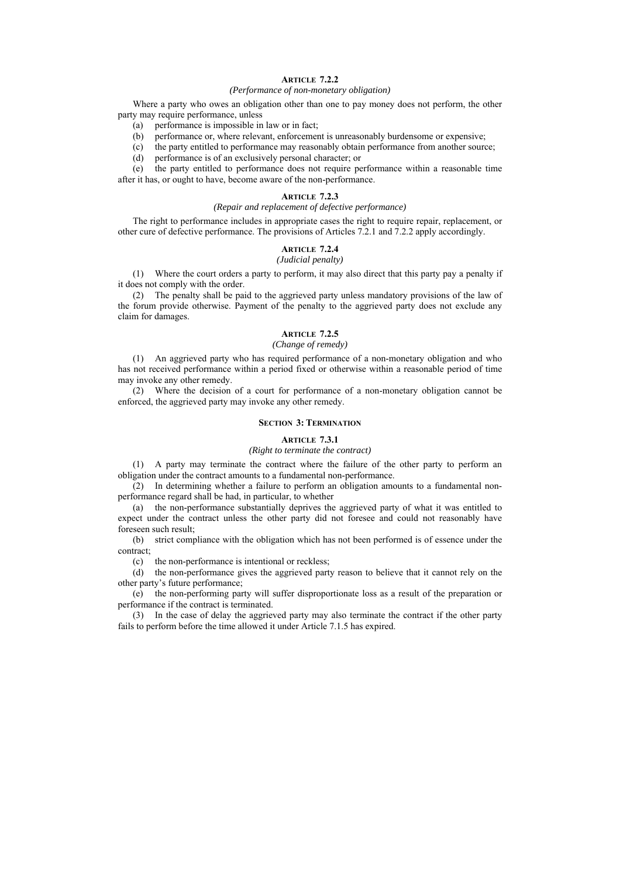### ARTICLE 7.2.2

*(Performance of non-monetary obligation)*

Where a party who owes an obligation other than one to pay money does not perform, the other party may require performance, unless

(a) performance is impossible in law or in fact;

(b) performance or, where relevant, enforcement is unreasonably burdensome or expensive;

(c) the party entitled to performance may reasonably obtain performance from another source;

(d) performance is of an exclusively personal character; or

(e) the party entitled to performance does not require performance within a reasonable time after it has, or ought to have, become aware of the non-performance.

### ARTICLE 7.2.3

*(Repair and replacement of defective performance)*

The right to performance includes in appropriate cases the right to require repair, replacement, or other cure of defective performance. The provisions of Articles 7.2.1 and 7.2.2 apply accordingly.

### ARTICLE 7.2.4

*(Judicial penalty)*

(1) Where the court orders a party to perform, it may also direct that this party pay a penalty if it does not comply with the order.

(2) The penalty shall be paid to the aggrieved party unless mandatory provisions of the law of the forum provide otherwise. Payment of the penalty to the aggrieved party does not exclude any claim for damages.

### ARTICLE 7.2.5

*(Change of remedy)*

(1) An aggrieved party who has required performance of a non-monetary obligation and who has not received performance within a period fixed or otherwise within a reasonable period of time may invoke any other remedy.

(2) Where the decision of a court for performance of a non-monetary obligation cannot be enforced, the aggrieved party may invoke any other remedy.

## SECTION 3: TERMINATION

### ARTICLE 7.3.1

*(Right to terminate the contract)*

(1) A party may terminate the contract where the failure of the other party to perform an obligation under the contract amounts to a fundamental non-performance.

(2) In determining whether a failure to perform an obligation amounts to a fundamental non-performance regard shall be had, in particular, to whether

(a) the non-performance substantially deprives the aggrieved party of what it was entitled to expect under the contract unless the other party did not foresee and could not reasonably have foreseen such result;

(b) strict compliance with the obligation which has not been performed is of essence under the contract;

(c) the non-performance is intentional or reckless;

(d) the non-performance gives the aggrieved party reason to believe that it cannot rely on the other party's future performance;

(e) the non-performing party will suffer disproportionate loss as a result of the preparation or performance if the contract is terminated.

(3) In the case of delay the aggrieved party may also terminate the contract if the other party fails to perform before the time allowed it under Article 7.1.5 has expired.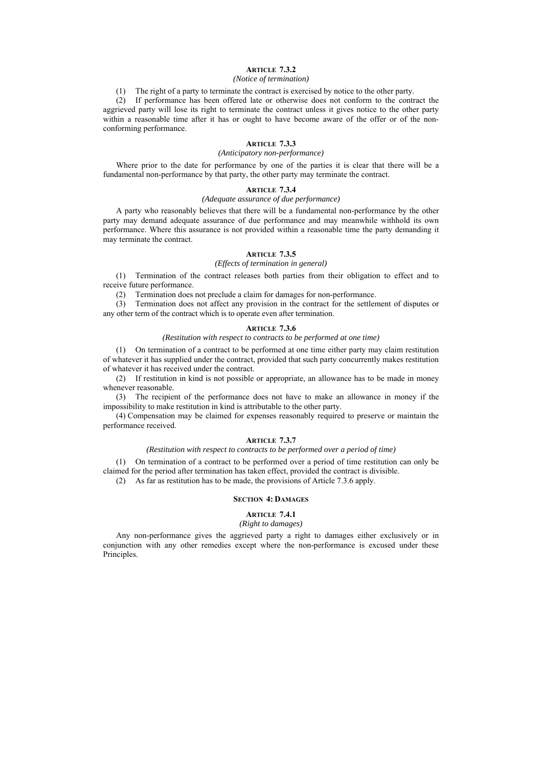### Article 7.3.2

*(Notice of termination)*

(1) The right of a party to terminate the contract is exercised by notice to the other party.

(2) If performance has been offered late or otherwise does not conform to the contract the aggrieved party will lose its right to terminate the contract unless it gives notice to the other party within a reasonable time after it has or ought to have become aware of the offer or of the non-conforming performance.

### Article 7.3.3

*(Anticipatory non-performance)*

Where prior to the date for performance by one of the parties it is clear that there will be a fundamental non-performance by that party, the other party may terminate the contract.

### Article 7.3.4

*(Adequate assurance of due performance)*

A party who reasonably believes that there will be a fundamental non-performance by the other party may demand adequate assurance of due performance and may meanwhile withhold its own performance. Where this assurance is not provided within a reasonable time the party demanding it may terminate the contract.

### Article 7.3.5

*(Effects of termination in general)*

(1) Termination of the contract releases both parties from their obligation to effect and to receive future performance.

(2) Termination does not preclude a claim for damages for non-performance.

(3) Termination does not affect any provision in the contract for the settlement of disputes or any other term of the contract which is to operate even after termination.

### Article 7.3.6

*(Restitution with respect to contracts to be performed at one time)*

(1) On termination of a contract to be performed at one time either party may claim restitution of whatever it has supplied under the contract, provided that such party concurrently makes restitution of whatever it has received under the contract.

(2) If restitution in kind is not possible or appropriate, an allowance has to be made in money whenever reasonable.

(3) The recipient of the performance does not have to make an allowance in money if the impossibility to make restitution in kind is attributable to the other party.

(4) Compensation may be claimed for expenses reasonably required to preserve or maintain the performance received.

### Article 7.3.7

*(Restitution with respect to contracts to be performed over a period of time)*

(1) On termination of a contract to be performed over a period of time restitution can only be claimed for the period after termination has taken effect, provided the contract is divisible.

(2) As far as restitution has to be made, the provisions of Article 7.3.6 apply.

## Section 4: Damages

### Article 7.4.1

*(Right to damages)*

Any non-performance gives the aggrieved party a right to damages either exclusively or in conjunction with any other remedies except where the non-performance is excused under these Principles.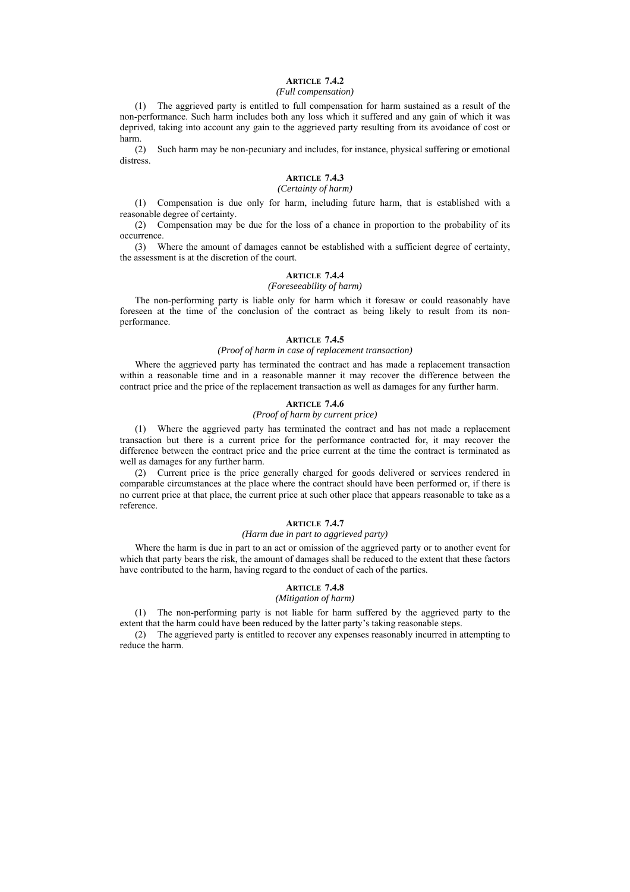### ARTICLE 7.4.2

*(Full compensation)*

(1) The aggrieved party is entitled to full compensation for harm sustained as a result of the non-performance. Such harm includes both any loss which it suffered and any gain of which it was deprived, taking into account any gain to the aggrieved party resulting from its avoidance of cost or harm.

(2) Such harm may be non-pecuniary and includes, for instance, physical suffering or emotional distress.

### ARTICLE 7.4.3

*(Certainty of harm)*

(1) Compensation is due only for harm, including future harm, that is established with a reasonable degree of certainty.

(2) Compensation may be due for the loss of a chance in proportion to the probability of its occurrence.

(3) Where the amount of damages cannot be established with a sufficient degree of certainty, the assessment is at the discretion of the court.

### ARTICLE 7.4.4

*(Foreseeability of harm)*

The non-performing party is liable only for harm which it foresaw or could reasonably have foreseen at the time of the conclusion of the contract as being likely to result from its non-performance.

### ARTICLE 7.4.5

*(Proof of harm in case of replacement transaction)*

Where the aggrieved party has terminated the contract and has made a replacement transaction within a reasonable time and in a reasonable manner it may recover the difference between the contract price and the price of the replacement transaction as well as damages for any further harm.

### ARTICLE 7.4.6

*(Proof of harm by current price)*

(1) Where the aggrieved party has terminated the contract and has not made a replacement transaction but there is a current price for the performance contracted for, it may recover the difference between the contract price and the price current at the time the contract is terminated as well as damages for any further harm.

(2) Current price is the price generally charged for goods delivered or services rendered in comparable circumstances at the place where the contract should have been performed or, if there is no current price at that place, the current price at such other place that appears reasonable to take as a reference.

### ARTICLE 7.4.7

*(Harm due in part to aggrieved party)*

Where the harm is due in part to an act or omission of the aggrieved party or to another event for which that party bears the risk, the amount of damages shall be reduced to the extent that these factors have contributed to the harm, having regard to the conduct of each of the parties.

### ARTICLE 7.4.8

*(Mitigation of harm)*

(1) The non-performing party is not liable for harm suffered by the aggrieved party to the extent that the harm could have been reduced by the latter party's taking reasonable steps.

(2) The aggrieved party is entitled to recover any expenses reasonably incurred in attempting to reduce the harm.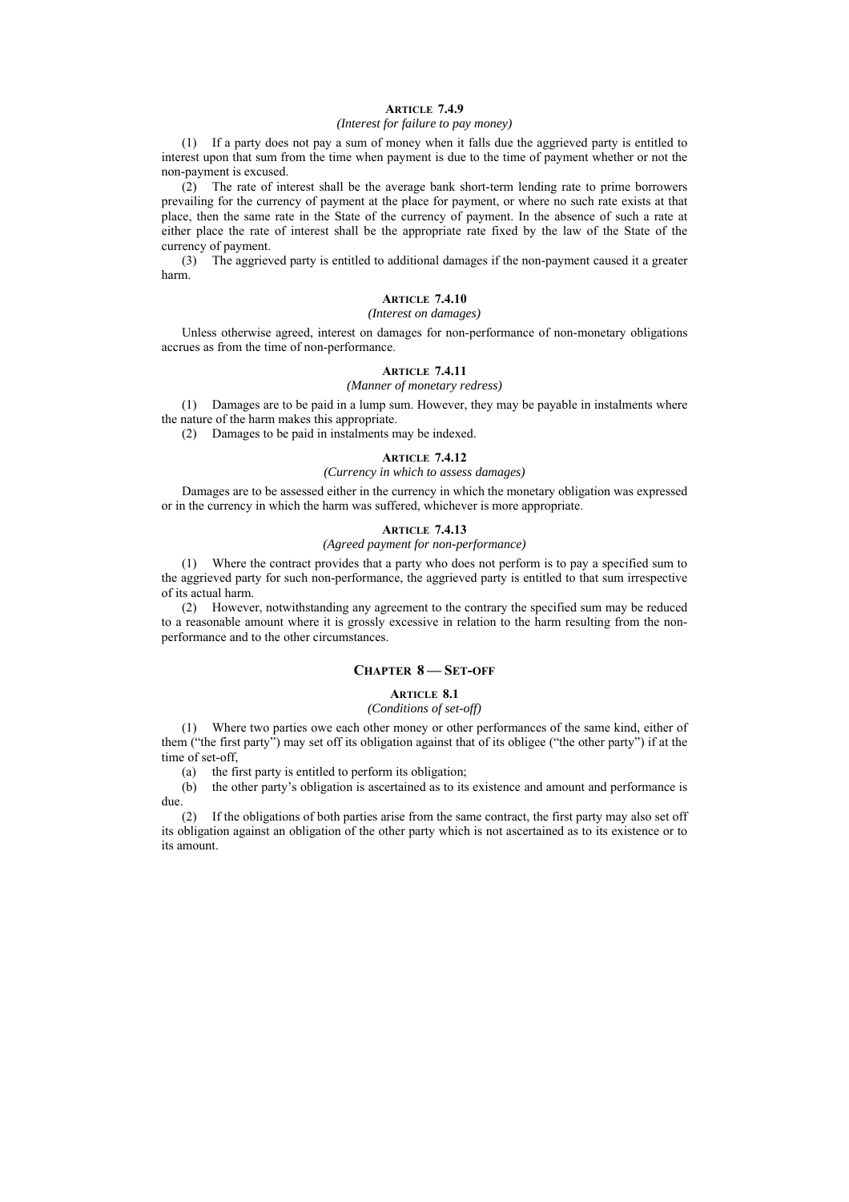#### ARTICLE 7.4.9

*(Interest for failure to pay money)*

(1) If a party does not pay a sum of money when it falls due the aggrieved party is entitled to interest upon that sum from the time when payment is due to the time of payment whether or not the non-payment is excused.

(2) The rate of interest shall be the average bank short-term lending rate to prime borrowers prevailing for the currency of payment at the place for payment, or where no such rate exists at that place, then the same rate in the State of the currency of payment. In the absence of such a rate at either place the rate of interest shall be the appropriate rate fixed by the law of the State of the currency of payment.

(3) The aggrieved party is entitled to additional damages if the non-payment caused it a greater harm.

#### ARTICLE 7.4.10

*(Interest on damages)*

Unless otherwise agreed, interest on damages for non-performance of non-monetary obligations accrues as from the time of non-performance.

#### ARTICLE 7.4.11

*(Manner of monetary redress)*

(1) Damages are to be paid in a lump sum. However, they may be payable in instalments where the nature of the harm makes this appropriate.

(2) Damages to be paid in instalments may be indexed.

#### ARTICLE 7.4.12

*(Currency in which to assess damages)*

Damages are to be assessed either in the currency in which the monetary obligation was expressed or in the currency in which the harm was suffered, whichever is more appropriate.

#### ARTICLE 7.4.13

*(Agreed payment for non-performance)*

(1) Where the contract provides that a party who does not perform is to pay a specified sum to the aggrieved party for such non-performance, the aggrieved party is entitled to that sum irrespective of its actual harm.

(2) However, notwithstanding any agreement to the contrary the specified sum may be reduced to a reasonable amount where it is grossly excessive in relation to the harm resulting from the non-performance and to the other circumstances.

## CHAPTER 8 — SET-OFF

#### ARTICLE 8.1

*(Conditions of set-off)*

(1) Where two parties owe each other money or other performances of the same kind, either of them ("the first party") may set off its obligation against that of its obligee ("the other party") if at the time of set-off,

(a) the first party is entitled to perform its obligation;

(b) the other party's obligation is ascertained as to its existence and amount and performance is due.

(2) If the obligations of both parties arise from the same contract, the first party may also set off its obligation against an obligation of the other party which is not ascertained as to its existence or to its amount.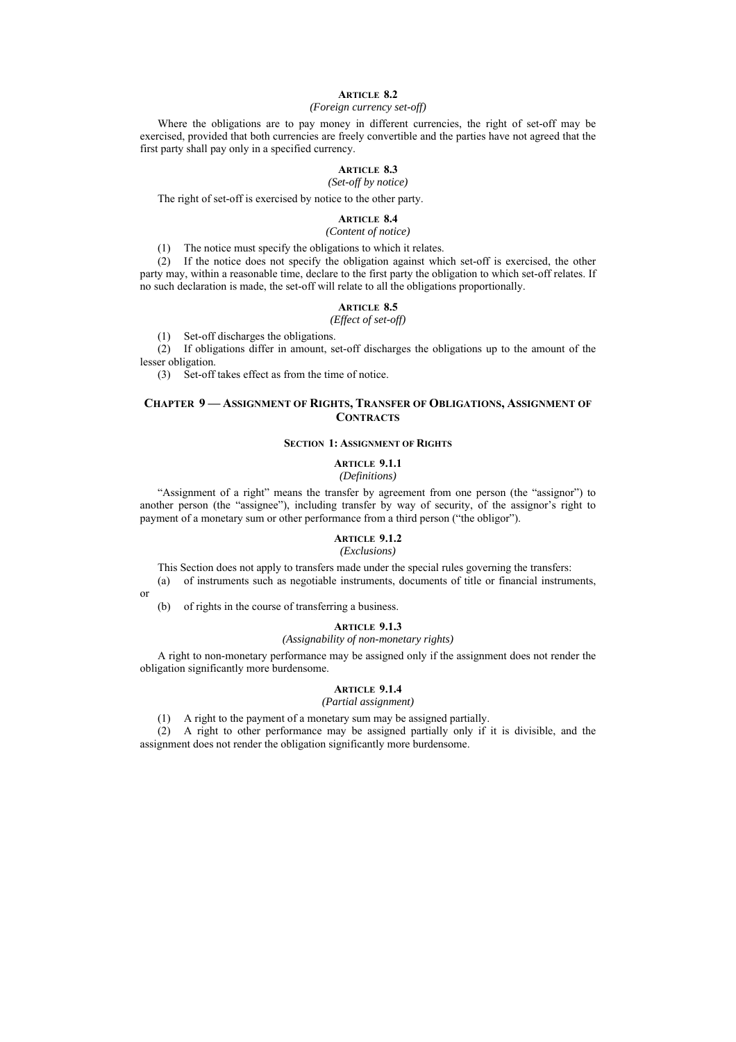#### ARTICLE 8.2

*(Foreign currency set-off)*

Where the obligations are to pay money in different currencies, the right of set-off may be exercised, provided that both currencies are freely convertible and the parties have not agreed that the first party shall pay only in a specified currency.

#### ARTICLE 8.3

*(Set-off by notice)*

The right of set-off is exercised by notice to the other party.

#### ARTICLE 8.4

*(Content of notice)*

(1) The notice must specify the obligations to which it relates.

(2) If the notice does not specify the obligation against which set-off is exercised, the other party may, within a reasonable time, declare to the first party the obligation to which set-off relates. If no such declaration is made, the set-off will relate to all the obligations proportionally.

#### ARTICLE 8.5

*(Effect of set-off)*

(1) Set-off discharges the obligations.

(2) If obligations differ in amount, set-off discharges the obligations up to the amount of the lesser obligation.

(3) Set-off takes effect as from the time of notice.

## CHAPTER 9 — ASSIGNMENT OF RIGHTS, TRANSFER OF OBLIGATIONS, ASSIGNMENT OF CONTRACTS

### SECTION 1: ASSIGNMENT OF RIGHTS

#### ARTICLE 9.1.1

*(Definitions)*

"Assignment of a right" means the transfer by agreement from one person (the "assignor") to another person (the "assignee"), including transfer by way of security, of the assignor's right to payment of a monetary sum or other performance from a third person ("the obligor").

#### ARTICLE 9.1.2

*(Exclusions)*

This Section does not apply to transfers made under the special rules governing the transfers:

(a) of instruments such as negotiable instruments, documents of title or financial instruments, or

(b) of rights in the course of transferring a business.

#### ARTICLE 9.1.3

*(Assignability of non-monetary rights)*

A right to non-monetary performance may be assigned only if the assignment does not render the obligation significantly more burdensome.

#### ARTICLE 9.1.4

*(Partial assignment)*

(1) A right to the payment of a monetary sum may be assigned partially.

(2) A right to other performance may be assigned partially only if it is divisible, and the assignment does not render the obligation significantly more burdensome.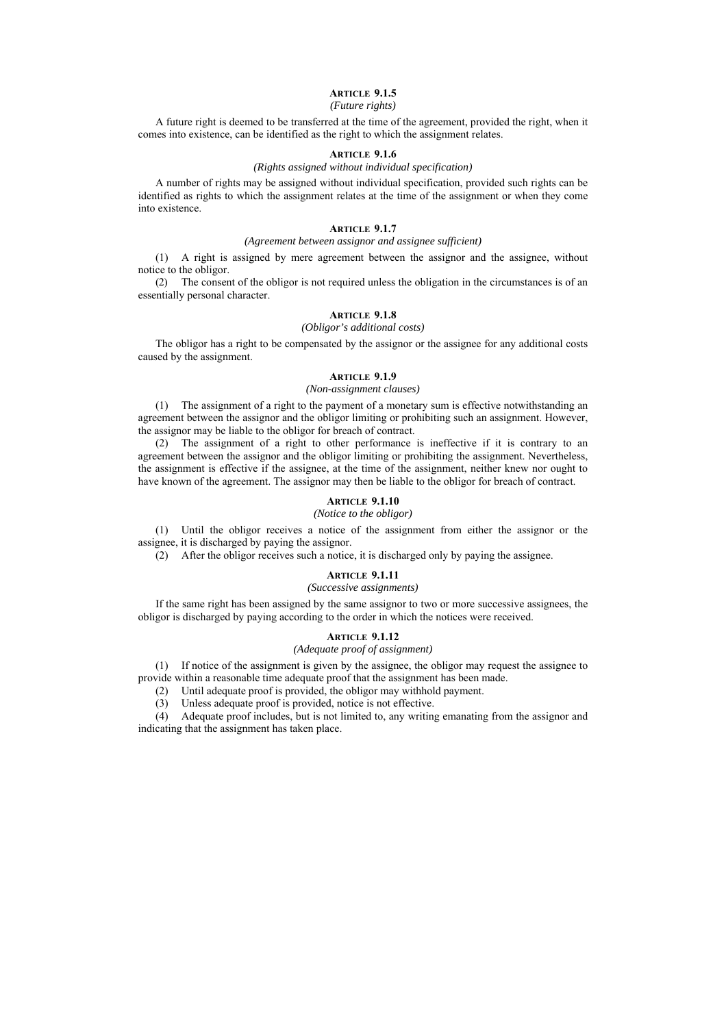### ARTICLE 9.1.5

*(Future rights)*

A future right is deemed to be transferred at the time of the agreement, provided the right, when it comes into existence, can be identified as the right to which the assignment relates.

### ARTICLE 9.1.6

*(Rights assigned without individual specification)*

A number of rights may be assigned without individual specification, provided such rights can be identified as rights to which the assignment relates at the time of the assignment or when they come into existence.

### ARTICLE 9.1.7

*(Agreement between assignor and assignee sufficient)*

(1) A right is assigned by mere agreement between the assignor and the assignee, without notice to the obligor.

(2) The consent of the obligor is not required unless the obligation in the circumstances is of an essentially personal character.

### ARTICLE 9.1.8

*(Obligor's additional costs)*

The obligor has a right to be compensated by the assignor or the assignee for any additional costs caused by the assignment.

### ARTICLE 9.1.9

*(Non-assignment clauses)*

(1) The assignment of a right to the payment of a monetary sum is effective notwithstanding an agreement between the assignor and the obligor limiting or prohibiting such an assignment. However, the assignor may be liable to the obligor for breach of contract.

(2) The assignment of a right to other performance is ineffective if it is contrary to an agreement between the assignor and the obligor limiting or prohibiting the assignment. Nevertheless, the assignment is effective if the assignee, at the time of the assignment, neither knew nor ought to have known of the agreement. The assignor may then be liable to the obligor for breach of contract.

### ARTICLE 9.1.10

*(Notice to the obligor)*

(1) Until the obligor receives a notice of the assignment from either the assignor or the assignee, it is discharged by paying the assignor.

(2) After the obligor receives such a notice, it is discharged only by paying the assignee.

### ARTICLE 9.1.11

*(Successive assignments)*

If the same right has been assigned by the same assignor to two or more successive assignees, the obligor is discharged by paying according to the order in which the notices were received.

### ARTICLE 9.1.12

*(Adequate proof of assignment)*

(1) If notice of the assignment is given by the assignee, the obligor may request the assignee to provide within a reasonable time adequate proof that the assignment has been made.

(2) Until adequate proof is provided, the obligor may withhold payment.

(3) Unless adequate proof is provided, notice is not effective.

(4) Adequate proof includes, but is not limited to, any writing emanating from the assignor and indicating that the assignment has taken place.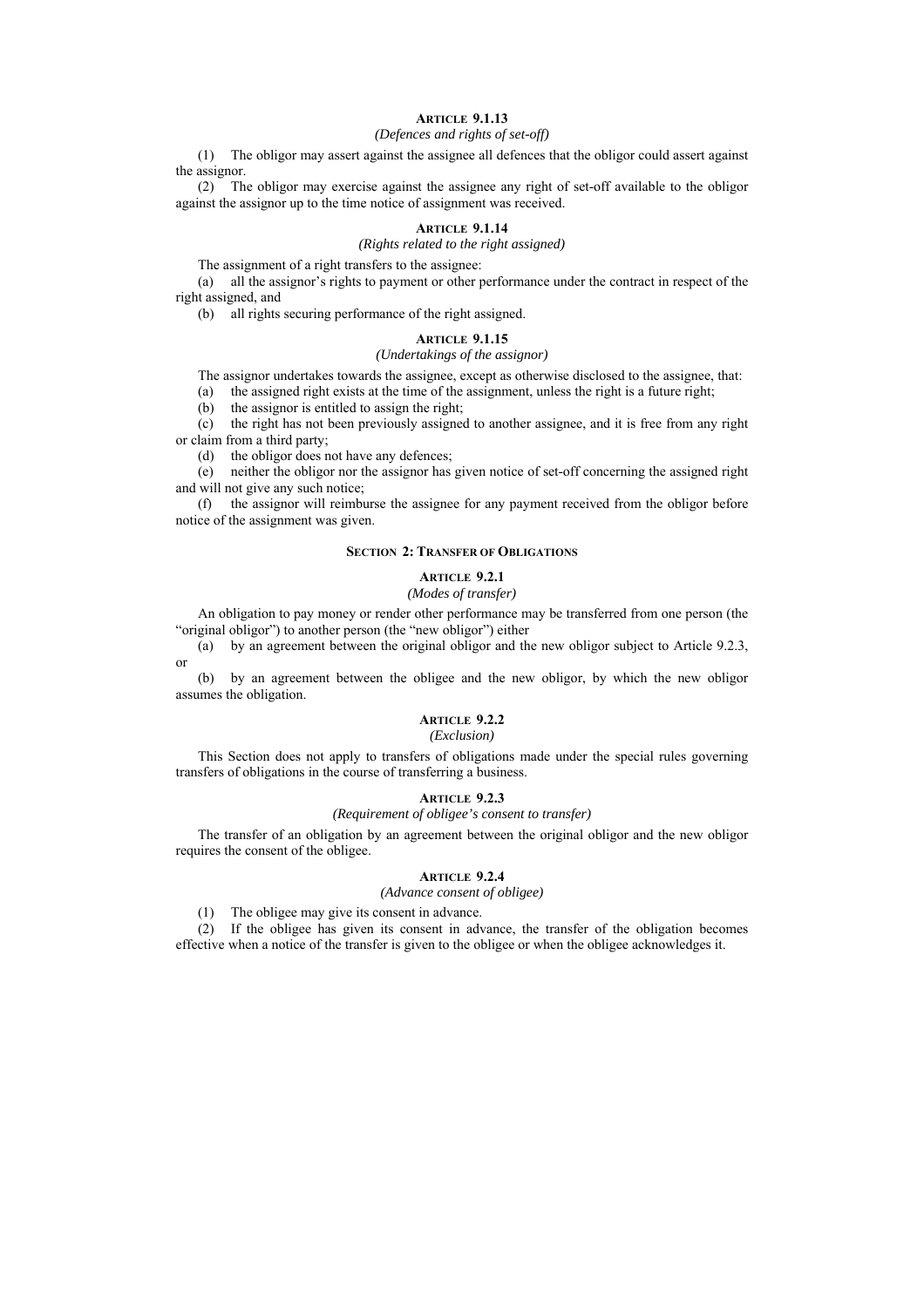### Article 9.1.13

*(Defences and rights of set-off)*

(1) The obligor may assert against the assignee all defences that the obligor could assert against the assignor.

(2) The obligor may exercise against the assignee any right of set-off available to the obligor against the assignor up to the time notice of assignment was received.

### Article 9.1.14

*(Rights related to the right assigned)*

The assignment of a right transfers to the assignee:

(a) all the assignor's rights to payment or other performance under the contract in respect of the right assigned, and

(b) all rights securing performance of the right assigned.

### Article 9.1.15

*(Undertakings of the assignor)*

The assignor undertakes towards the assignee, except as otherwise disclosed to the assignee, that:

(a) the assigned right exists at the time of the assignment, unless the right is a future right;

(b) the assignor is entitled to assign the right;

(c) the right has not been previously assigned to another assignee, and it is free from any right or claim from a third party;

(d) the obligor does not have any defences;

(e) neither the obligor nor the assignor has given notice of set-off concerning the assigned right and will not give any such notice;

(f) the assignor will reimburse the assignee for any payment received from the obligor before notice of the assignment was given.

## Section 2: Transfer of Obligations

### Article 9.2.1

*(Modes of transfer)*

An obligation to pay money or render other performance may be transferred from one person (the "original obligor") to another person (the "new obligor") either

(a) by an agreement between the original obligor and the new obligor subject to Article 9.2.3, or

(b) by an agreement between the obligee and the new obligor, by which the new obligor assumes the obligation.

### Article 9.2.2

*(Exclusion)*

This Section does not apply to transfers of obligations made under the special rules governing transfers of obligations in the course of transferring a business.

### Article 9.2.3

*(Requirement of obligee's consent to transfer)*

The transfer of an obligation by an agreement between the original obligor and the new obligor requires the consent of the obligee.

### Article 9.2.4

*(Advance consent of obligee)*

(1) The obligee may give its consent in advance.

(2) If the obligee has given its consent in advance, the transfer of the obligation becomes effective when a notice of the transfer is given to the obligee or when the obligee acknowledges it.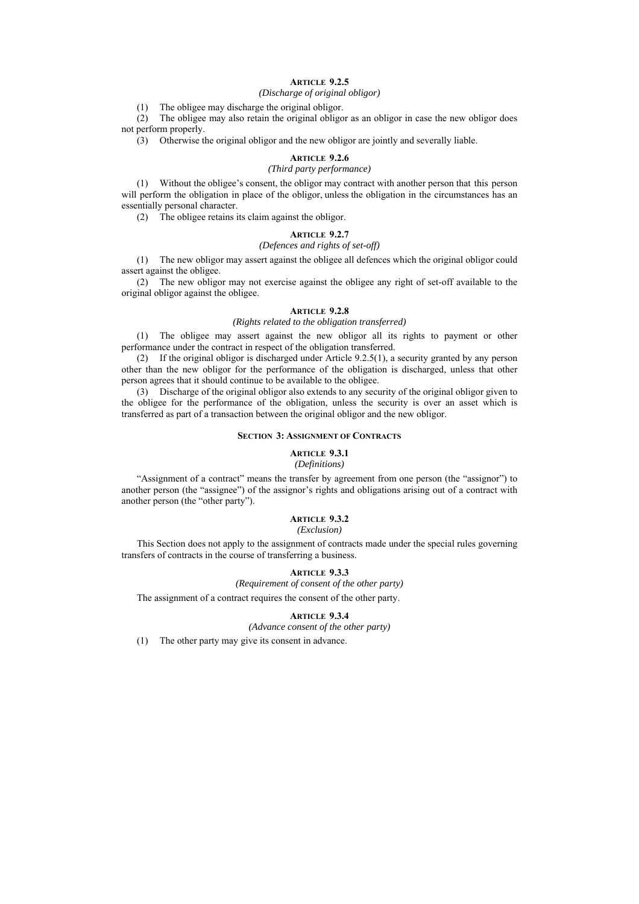#### ARTICLE 9.2.5
*(Discharge of original obligor)*

(1) The obligee may discharge the original obligor.

(2) The obligee may also retain the original obligor as an obligor in case the new obligor does not perform properly.

(3) Otherwise the original obligor and the new obligor are jointly and severally liable.

#### ARTICLE 9.2.6
*(Third party performance)*

(1) Without the obligee's consent, the obligor may contract with another person that this person will perform the obligation in place of the obligor, unless the obligation in the circumstances has an essentially personal character.

(2) The obligee retains its claim against the obligor.

#### ARTICLE 9.2.7
*(Defences and rights of set-off)*

(1) The new obligor may assert against the obligee all defences which the original obligor could assert against the obligee.

(2) The new obligor may not exercise against the obligee any right of set-off available to the original obligor against the obligee.

#### ARTICLE 9.2.8
*(Rights related to the obligation transferred)*

(1) The obligee may assert against the new obligor all its rights to payment or other performance under the contract in respect of the obligation transferred.

(2) If the original obligor is discharged under Article 9.2.5(1), a security granted by any person other than the new obligor for the performance of the obligation is discharged, unless that other person agrees that it should continue to be available to the obligee.

(3) Discharge of the original obligor also extends to any security of the original obligor given to the obligee for the performance of the obligation, unless the security is over an asset which is transferred as part of a transaction between the original obligor and the new obligor.

### SECTION 3: ASSIGNMENT OF CONTRACTS

#### ARTICLE 9.3.1
*(Definitions)*

"Assignment of a contract" means the transfer by agreement from one person (the "assignor") to another person (the "assignee") of the assignor's rights and obligations arising out of a contract with another person (the "other party").

#### ARTICLE 9.3.2
*(Exclusion)*

This Section does not apply to the assignment of contracts made under the special rules governing transfers of contracts in the course of transferring a business.

#### ARTICLE 9.3.3
*(Requirement of consent of the other party)*

The assignment of a contract requires the consent of the other party.

#### ARTICLE 9.3.4
*(Advance consent of the other party)*

(1) The other party may give its consent in advance.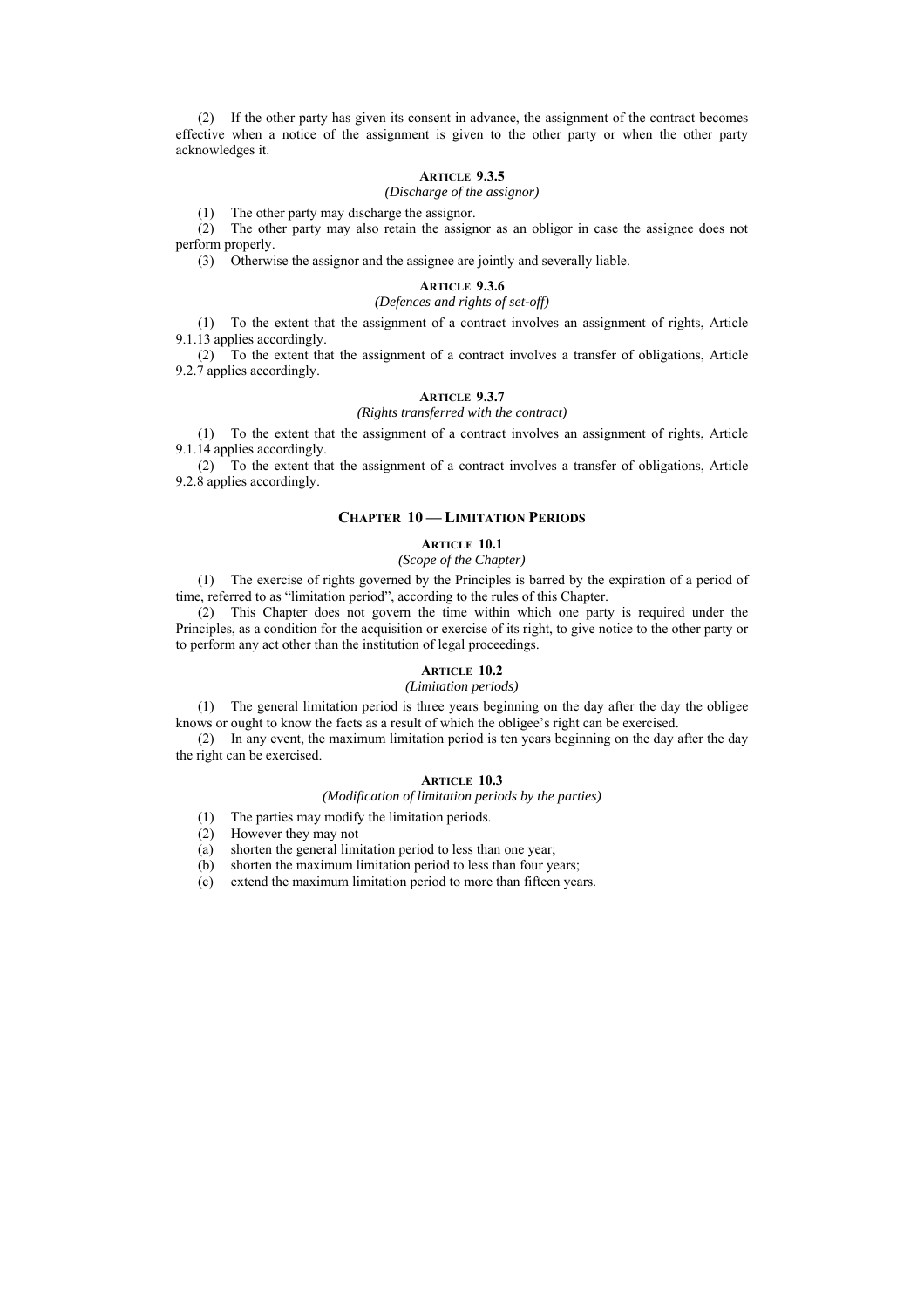(2) If the other party has given its consent in advance, the assignment of the contract becomes effective when a notice of the assignment is given to the other party or when the other party acknowledges it.

### ARTICLE 9.3.5

*(Discharge of the assignor)*

(1) The other party may discharge the assignor.

(2) The other party may also retain the assignor as an obligor in case the assignee does not perform properly.

(3) Otherwise the assignor and the assignee are jointly and severally liable.

### ARTICLE 9.3.6

*(Defences and rights of set-off)*

(1) To the extent that the assignment of a contract involves an assignment of rights, Article 9.1.13 applies accordingly.

(2) To the extent that the assignment of a contract involves a transfer of obligations, Article 9.2.7 applies accordingly.

### ARTICLE 9.3.7

*(Rights transferred with the contract)*

(1) To the extent that the assignment of a contract involves an assignment of rights, Article 9.1.14 applies accordingly.

(2) To the extent that the assignment of a contract involves a transfer of obligations, Article 9.2.8 applies accordingly.

## CHAPTER 10 — LIMITATION PERIODS

### ARTICLE 10.1

*(Scope of the Chapter)*

(1) The exercise of rights governed by the Principles is barred by the expiration of a period of time, referred to as "limitation period", according to the rules of this Chapter.

(2) This Chapter does not govern the time within which one party is required under the Principles, as a condition for the acquisition or exercise of its right, to give notice to the other party or to perform any act other than the institution of legal proceedings.

### ARTICLE 10.2

*(Limitation periods)*

(1) The general limitation period is three years beginning on the day after the day the obligee knows or ought to know the facts as a result of which the obligee's right can be exercised.

(2) In any event, the maximum limitation period is ten years beginning on the day after the day the right can be exercised.

### ARTICLE 10.3

*(Modification of limitation periods by the parties)*

(1) The parties may modify the limitation periods.

(2) However they may not

(a) shorten the general limitation period to less than one year;

(b) shorten the maximum limitation period to less than four years;

(c) extend the maximum limitation period to more than fifteen years.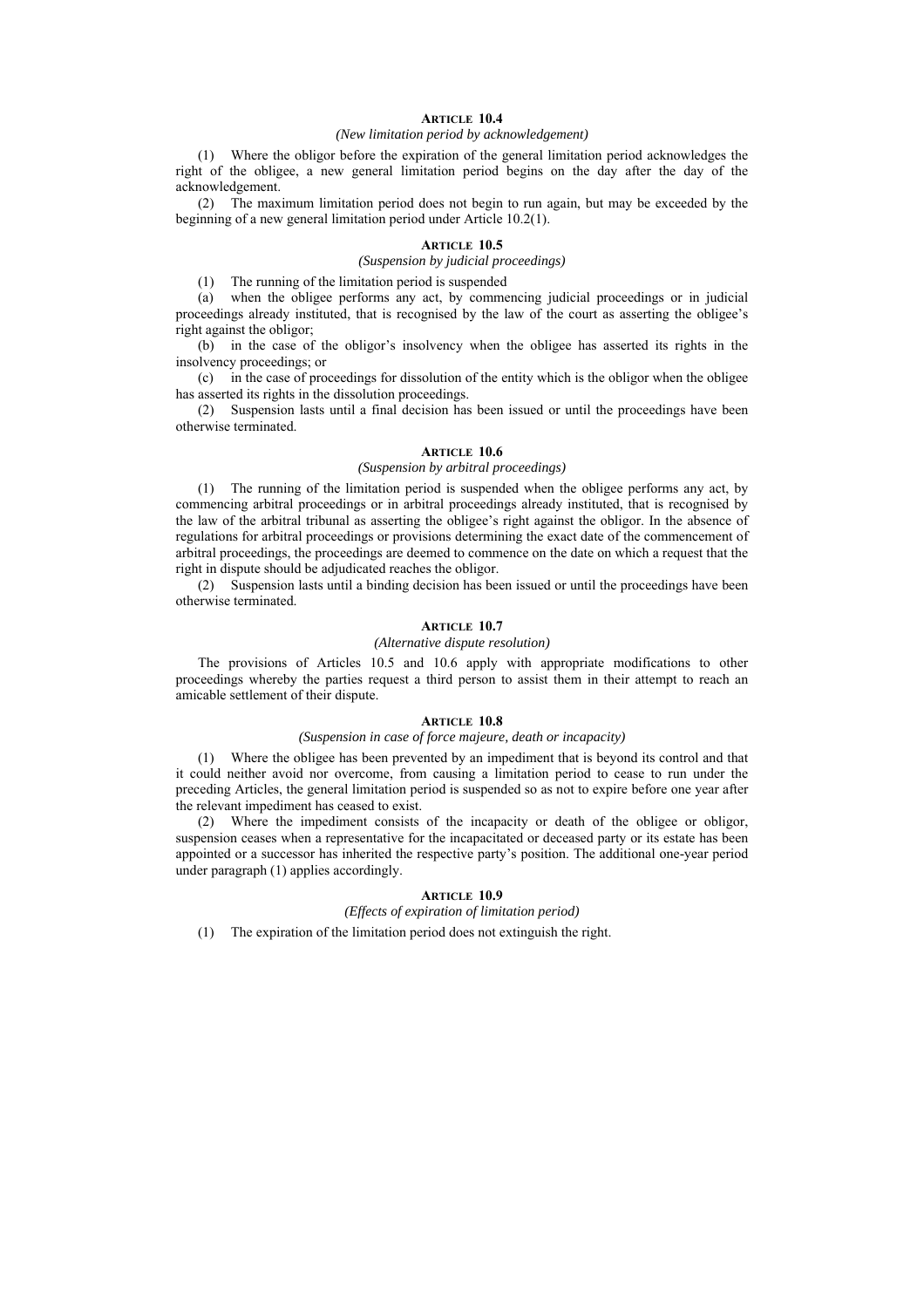### ARTICLE 10.4

*(New limitation period by acknowledgement)*

(1) Where the obligor before the expiration of the general limitation period acknowledges the right of the obligee, a new general limitation period begins on the day after the day of the acknowledgement.

(2) The maximum limitation period does not begin to run again, but may be exceeded by the beginning of a new general limitation period under Article 10.2(1).

### ARTICLE 10.5

*(Suspension by judicial proceedings)*

(1) The running of the limitation period is suspended

(a) when the obligee performs any act, by commencing judicial proceedings or in judicial proceedings already instituted, that is recognised by the law of the court as asserting the obligee's right against the obligor;

(b) in the case of the obligor's insolvency when the obligee has asserted its rights in the insolvency proceedings; or

(c) in the case of proceedings for dissolution of the entity which is the obligor when the obligee has asserted its rights in the dissolution proceedings.

(2) Suspension lasts until a final decision has been issued or until the proceedings have been otherwise terminated.

### ARTICLE 10.6

*(Suspension by arbitral proceedings)*

(1) The running of the limitation period is suspended when the obligee performs any act, by commencing arbitral proceedings or in arbitral proceedings already instituted, that is recognised by the law of the arbitral tribunal as asserting the obligee's right against the obligor. In the absence of regulations for arbitral proceedings or provisions determining the exact date of the commencement of arbitral proceedings, the proceedings are deemed to commence on the date on which a request that the right in dispute should be adjudicated reaches the obligor.

(2) Suspension lasts until a binding decision has been issued or until the proceedings have been otherwise terminated.

### ARTICLE 10.7

*(Alternative dispute resolution)*

The provisions of Articles 10.5 and 10.6 apply with appropriate modifications to other proceedings whereby the parties request a third person to assist them in their attempt to reach an amicable settlement of their dispute.

### ARTICLE 10.8

*(Suspension in case of force majeure, death or incapacity)*

(1) Where the obligee has been prevented by an impediment that is beyond its control and that it could neither avoid nor overcome, from causing a limitation period to cease to run under the preceding Articles, the general limitation period is suspended so as not to expire before one year after the relevant impediment has ceased to exist.

(2) Where the impediment consists of the incapacity or death of the obligee or obligor, suspension ceases when a representative for the incapacitated or deceased party or its estate has been appointed or a successor has inherited the respective party's position. The additional one-year period under paragraph (1) applies accordingly.

### ARTICLE 10.9

*(Effects of expiration of limitation period)*

(1) The expiration of the limitation period does not extinguish the right.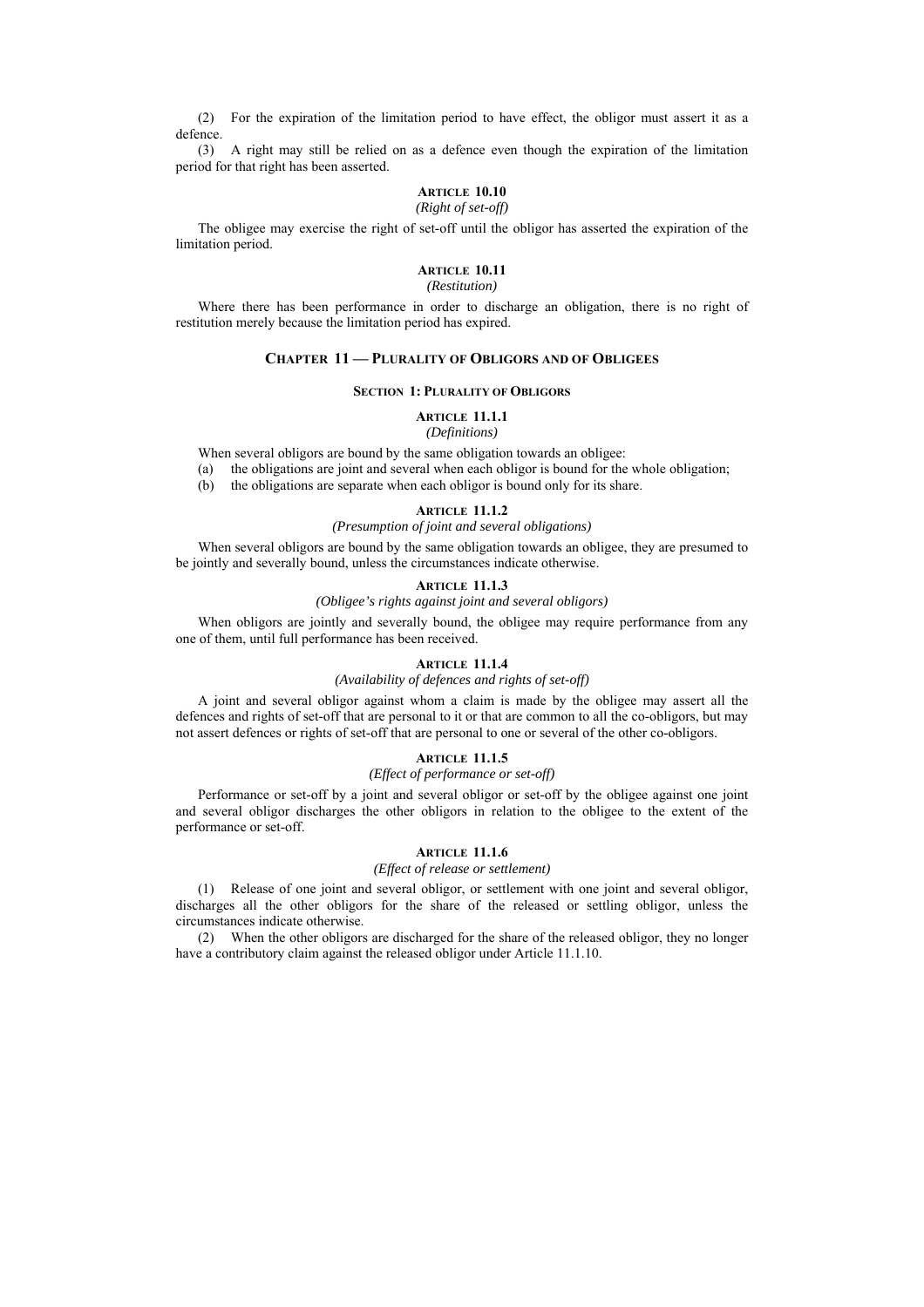(2) For the expiration of the limitation period to have effect, the obligor must assert it as a defence.

(3) A right may still be relied on as a defence even though the expiration of the limitation period for that right has been asserted.

#### ARTICLE 10.10
*(Right of set-off)*

The obligee may exercise the right of set-off until the obligor has asserted the expiration of the limitation period.

#### ARTICLE 10.11
*(Restitution)*

Where there has been performance in order to discharge an obligation, there is no right of restitution merely because the limitation period has expired.

## CHAPTER 11 — PLURALITY OF OBLIGORS AND OF OBLIGEES

### SECTION 1: PLURALITY OF OBLIGORS

#### ARTICLE 11.1.1
*(Definitions)*

When several obligors are bound by the same obligation towards an obligee:

(a) the obligations are joint and several when each obligor is bound for the whole obligation;

(b) the obligations are separate when each obligor is bound only for its share.

#### ARTICLE 11.1.2
*(Presumption of joint and several obligations)*

When several obligors are bound by the same obligation towards an obligee, they are presumed to be jointly and severally bound, unless the circumstances indicate otherwise.

#### ARTICLE 11.1.3
*(Obligee's rights against joint and several obligors)*

When obligors are jointly and severally bound, the obligee may require performance from any one of them, until full performance has been received.

#### ARTICLE 11.1.4
*(Availability of defences and rights of set-off)*

A joint and several obligor against whom a claim is made by the obligee may assert all the defences and rights of set-off that are personal to it or that are common to all the co-obligors, but may not assert defences or rights of set-off that are personal to one or several of the other co-obligors.

#### ARTICLE 11.1.5
*(Effect of performance or set-off)*

Performance or set-off by a joint and several obligor or set-off by the obligee against one joint and several obligor discharges the other obligors in relation to the obligee to the extent of the performance or set-off.

#### ARTICLE 11.1.6
*(Effect of release or settlement)*

(1) Release of one joint and several obligor, or settlement with one joint and several obligor, discharges all the other obligors for the share of the released or settling obligor, unless the circumstances indicate otherwise.

(2) When the other obligors are discharged for the share of the released obligor, they no longer have a contributory claim against the released obligor under Article 11.1.10.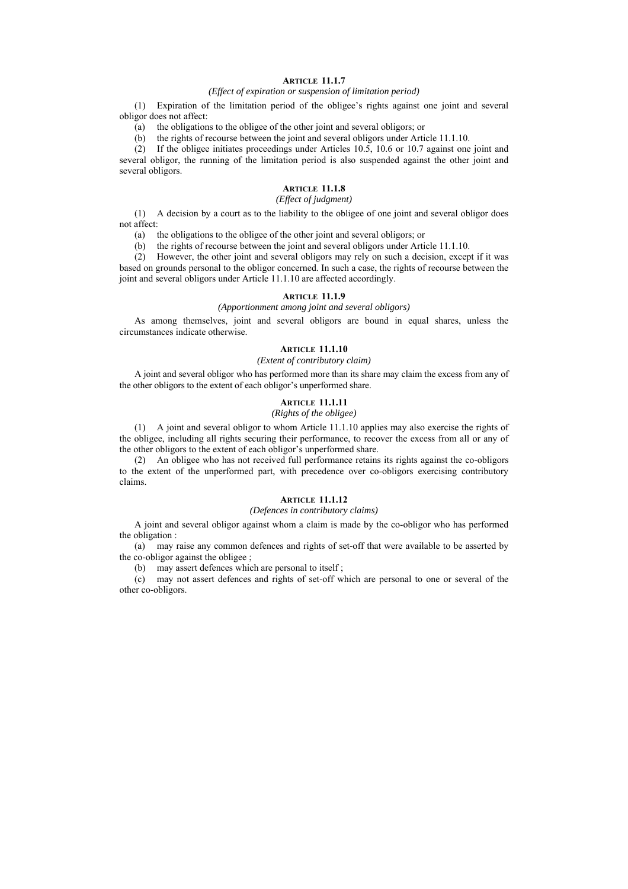### ARTICLE 11.1.7

*(Effect of expiration or suspension of limitation period)*

(1) Expiration of the limitation period of the obligee's rights against one joint and several obligor does not affect:

(a) the obligations to the obligee of the other joint and several obligors; or

(b) the rights of recourse between the joint and several obligors under Article 11.1.10.

(2) If the obligee initiates proceedings under Articles 10.5, 10.6 or 10.7 against one joint and several obligor, the running of the limitation period is also suspended against the other joint and several obligors.

### ARTICLE 11.1.8

*(Effect of judgment)*

(1) A decision by a court as to the liability to the obligee of one joint and several obligor does not affect:

(a) the obligations to the obligee of the other joint and several obligors; or

(b) the rights of recourse between the joint and several obligors under Article 11.1.10.

(2) However, the other joint and several obligors may rely on such a decision, except if it was based on grounds personal to the obligor concerned. In such a case, the rights of recourse between the joint and several obligors under Article 11.1.10 are affected accordingly.

### ARTICLE 11.1.9

*(Apportionment among joint and several obligors)*

As among themselves, joint and several obligors are bound in equal shares, unless the circumstances indicate otherwise.

### ARTICLE 11.1.10

*(Extent of contributory claim)*

A joint and several obligor who has performed more than its share may claim the excess from any of the other obligors to the extent of each obligor's unperformed share.

### ARTICLE 11.1.11

*(Rights of the obligee)*

(1) A joint and several obligor to whom Article 11.1.10 applies may also exercise the rights of the obligee, including all rights securing their performance, to recover the excess from all or any of the other obligors to the extent of each obligor's unperformed share.

(2) An obligee who has not received full performance retains its rights against the co-obligors to the extent of the unperformed part, with precedence over co-obligors exercising contributory claims.

### ARTICLE 11.1.12

*(Defences in contributory claims)*

A joint and several obligor against whom a claim is made by the co-obligor who has performed the obligation :

(a) may raise any common defences and rights of set-off that were available to be asserted by the co-obligor against the obligee ;

(b) may assert defences which are personal to itself ;

(c) may not assert defences and rights of set-off which are personal to one or several of the other co-obligors.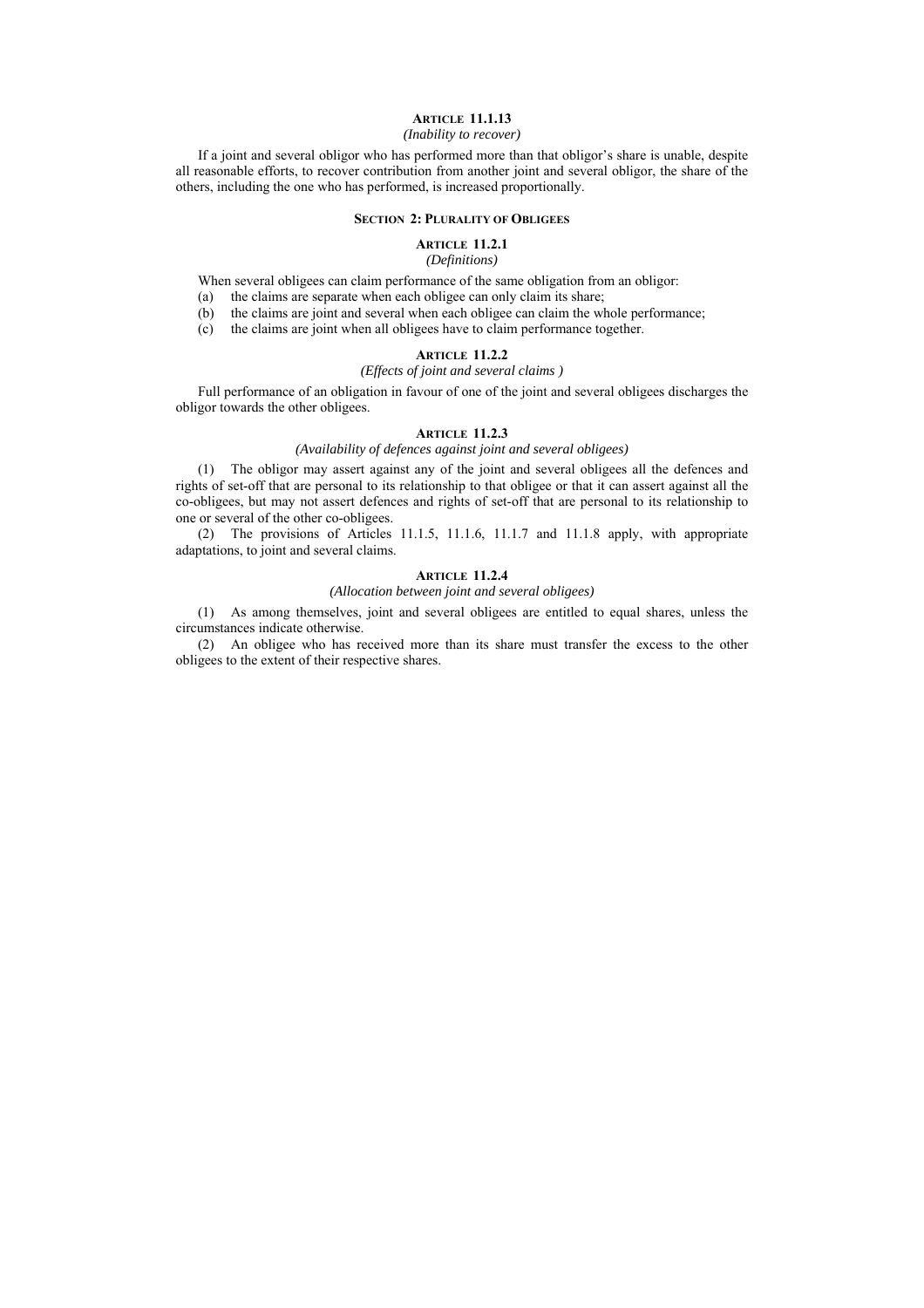### ARTICLE 11.1.13

*(Inability to recover)*

If a joint and several obligor who has performed more than that obligor's share is unable, despite all reasonable efforts, to recover contribution from another joint and several obligor, the share of the others, including the one who has performed, is increased proportionally.

## SECTION 2: PLURALITY OF OBLIGEES

### ARTICLE 11.2.1

*(Definitions)*

When several obligees can claim performance of the same obligation from an obligor:

(a) the claims are separate when each obligee can only claim its share;

(b) the claims are joint and several when each obligee can claim the whole performance;

(c) the claims are joint when all obligees have to claim performance together.

### ARTICLE 11.2.2

*(Effects of joint and several claims )*

Full performance of an obligation in favour of one of the joint and several obligees discharges the obligor towards the other obligees.

### ARTICLE 11.2.3

*(Availability of defences against joint and several obligees)*

(1) The obligor may assert against any of the joint and several obligees all the defences and rights of set-off that are personal to its relationship to that obligee or that it can assert against all the co-obligees, but may not assert defences and rights of set-off that are personal to its relationship to one or several of the other co-obligees.

(2) The provisions of Articles 11.1.5, 11.1.6, 11.1.7 and 11.1.8 apply, with appropriate adaptations, to joint and several claims.

### ARTICLE 11.2.4

*(Allocation between joint and several obligees)*

(1) As among themselves, joint and several obligees are entitled to equal shares, unless the circumstances indicate otherwise.

(2) An obligee who has received more than its share must transfer the excess to the other obligees to the extent of their respective shares.